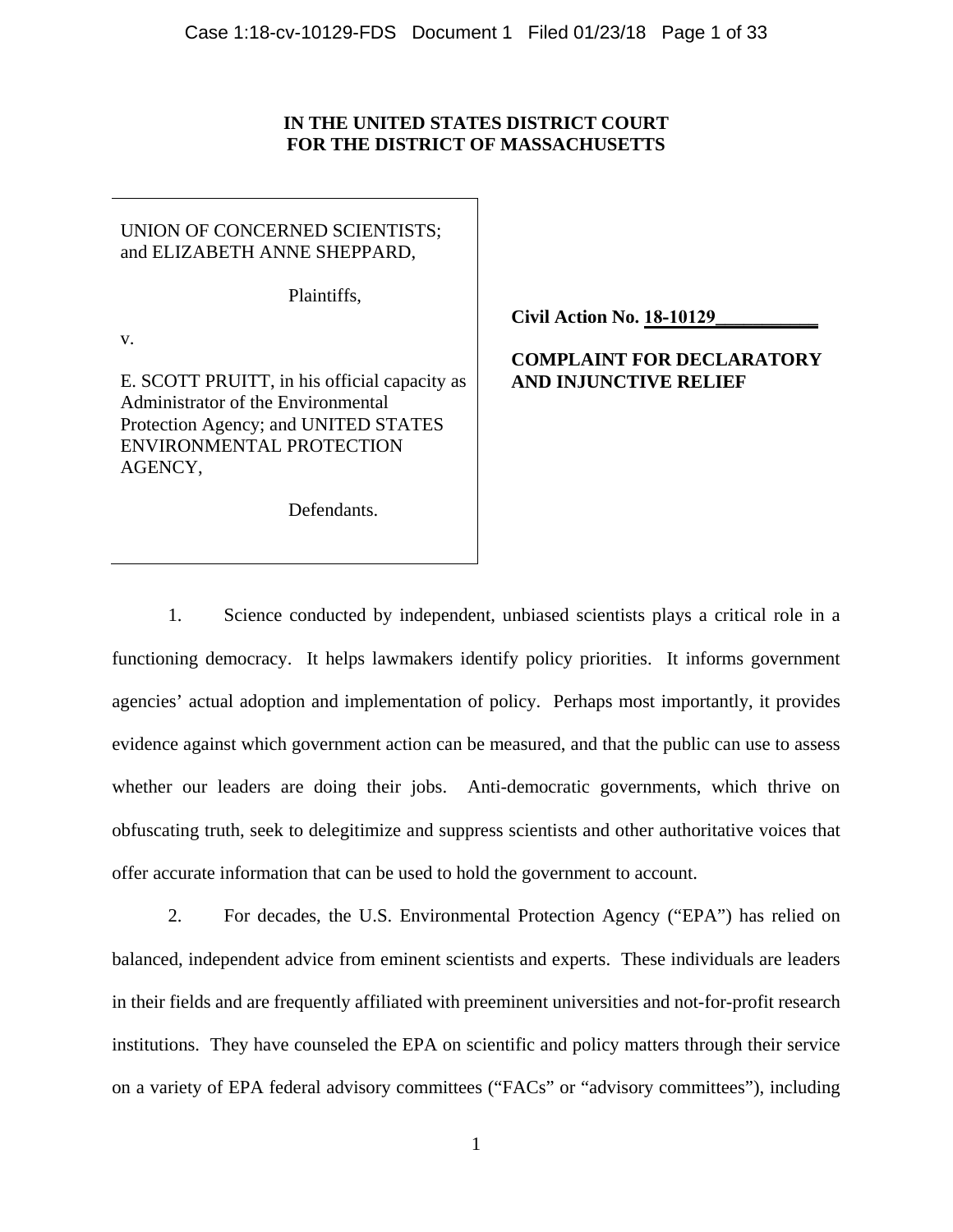**IN THE UNITED STATES DISTRICT COURT**
**FOR THE DISTRICT OF MASSACHUSETTS**

UNION OF CONCERNED SCIENTISTS; and ELIZABETH ANNE SHEPPARD,

Plaintiffs,

v.

E. SCOTT PRUITT, in his official capacity as Administrator of the Environmental Protection Agency; and UNITED STATES ENVIRONMENTAL PROTECTION AGENCY,

Defendants.

**Civil Action No. 18-10129**

**COMPLAINT FOR DECLARATORY AND INJUNCTIVE RELIEF**

1. Science conducted by independent, unbiased scientists plays a critical role in a functioning democracy. It helps lawmakers identify policy priorities. It informs government agencies' actual adoption and implementation of policy. Perhaps most importantly, it provides evidence against which government action can be measured, and that the public can use to assess whether our leaders are doing their jobs. Anti-democratic governments, which thrive on obfuscating truth, seek to delegitimize and suppress scientists and other authoritative voices that offer accurate information that can be used to hold the government to account.

2. For decades, the U.S. Environmental Protection Agency ("EPA") has relied on balanced, independent advice from eminent scientists and experts. These individuals are leaders in their fields and are frequently affiliated with preeminent universities and not-for-profit research institutions. They have counseled the EPA on scientific and policy matters through their service on a variety of EPA federal advisory committees ("FACs" or "advisory committees"), including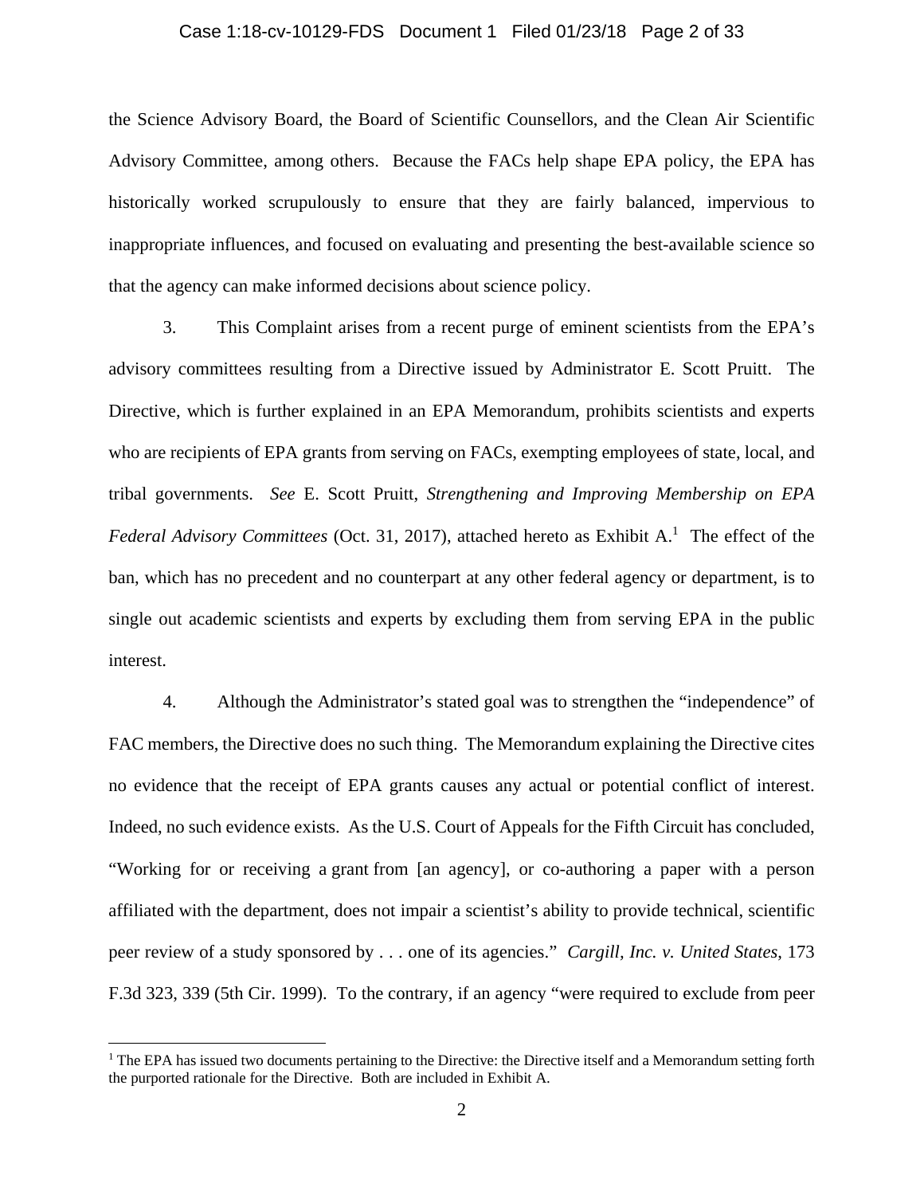the Science Advisory Board, the Board of Scientific Counsellors, and the Clean Air Scientific Advisory Committee, among others. Because the FACs help shape EPA policy, the EPA has historically worked scrupulously to ensure that they are fairly balanced, impervious to inappropriate influences, and focused on evaluating and presenting the best-available science so that the agency can make informed decisions about science policy.

3. This Complaint arises from a recent purge of eminent scientists from the EPA's advisory committees resulting from a Directive issued by Administrator E. Scott Pruitt. The Directive, which is further explained in an EPA Memorandum, prohibits scientists and experts who are recipients of EPA grants from serving on FACs, exempting employees of state, local, and tribal governments. *See* E. Scott Pruitt, *Strengthening and Improving Membership on EPA Federal Advisory Committees* (Oct. 31, 2017), attached hereto as Exhibit A.[1] The effect of the ban, which has no precedent and no counterpart at any other federal agency or department, is to single out academic scientists and experts by excluding them from serving EPA in the public interest.

4. Although the Administrator's stated goal was to strengthen the "independence" of FAC members, the Directive does no such thing. The Memorandum explaining the Directive cites no evidence that the receipt of EPA grants causes any actual or potential conflict of interest. Indeed, no such evidence exists. As the U.S. Court of Appeals for the Fifth Circuit has concluded, "Working for or receiving a grant from [an agency], or co-authoring a paper with a person affiliated with the department, does not impair a scientist's ability to provide technical, scientific peer review of a study sponsored by . . . one of its agencies." *Cargill, Inc. v. United States*, 173 F.3d 323, 339 (5th Cir. 1999). To the contrary, if an agency "were required to exclude from peer

[1] The EPA has issued two documents pertaining to the Directive: the Directive itself and a Memorandum setting forth the purported rationale for the Directive. Both are included in Exhibit A.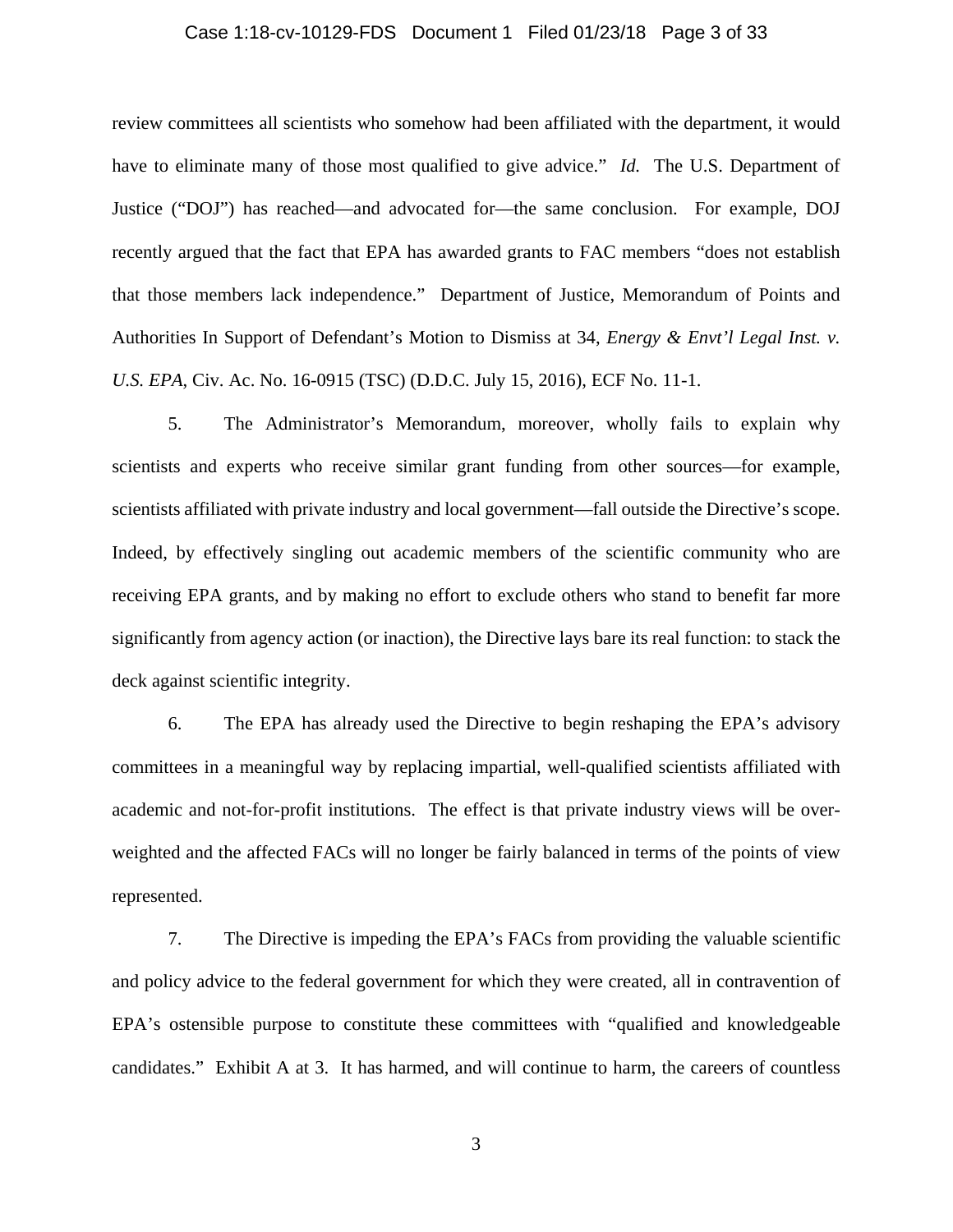review committees all scientists who somehow had been affiliated with the department, it would have to eliminate many of those most qualified to give advice." *Id.* The U.S. Department of Justice ("DOJ") has reached—and advocated for—the same conclusion. For example, DOJ recently argued that the fact that EPA has awarded grants to FAC members "does not establish that those members lack independence." Department of Justice, Memorandum of Points and Authorities In Support of Defendant's Motion to Dismiss at 34, *Energy & Envt'l Legal Inst. v. U.S. EPA*, Civ. Ac. No. 16-0915 (TSC) (D.D.C. July 15, 2016), ECF No. 11-1.

5. The Administrator's Memorandum, moreover, wholly fails to explain why scientists and experts who receive similar grant funding from other sources—for example, scientists affiliated with private industry and local government—fall outside the Directive's scope. Indeed, by effectively singling out academic members of the scientific community who are receiving EPA grants, and by making no effort to exclude others who stand to benefit far more significantly from agency action (or inaction), the Directive lays bare its real function: to stack the deck against scientific integrity.

6. The EPA has already used the Directive to begin reshaping the EPA's advisory committees in a meaningful way by replacing impartial, well-qualified scientists affiliated with academic and not-for-profit institutions. The effect is that private industry views will be over-weighted and the affected FACs will no longer be fairly balanced in terms of the points of view represented.

7. The Directive is impeding the EPA's FACs from providing the valuable scientific and policy advice to the federal government for which they were created, all in contravention of EPA's ostensible purpose to constitute these committees with "qualified and knowledgeable candidates." Exhibit A at 3. It has harmed, and will continue to harm, the careers of countless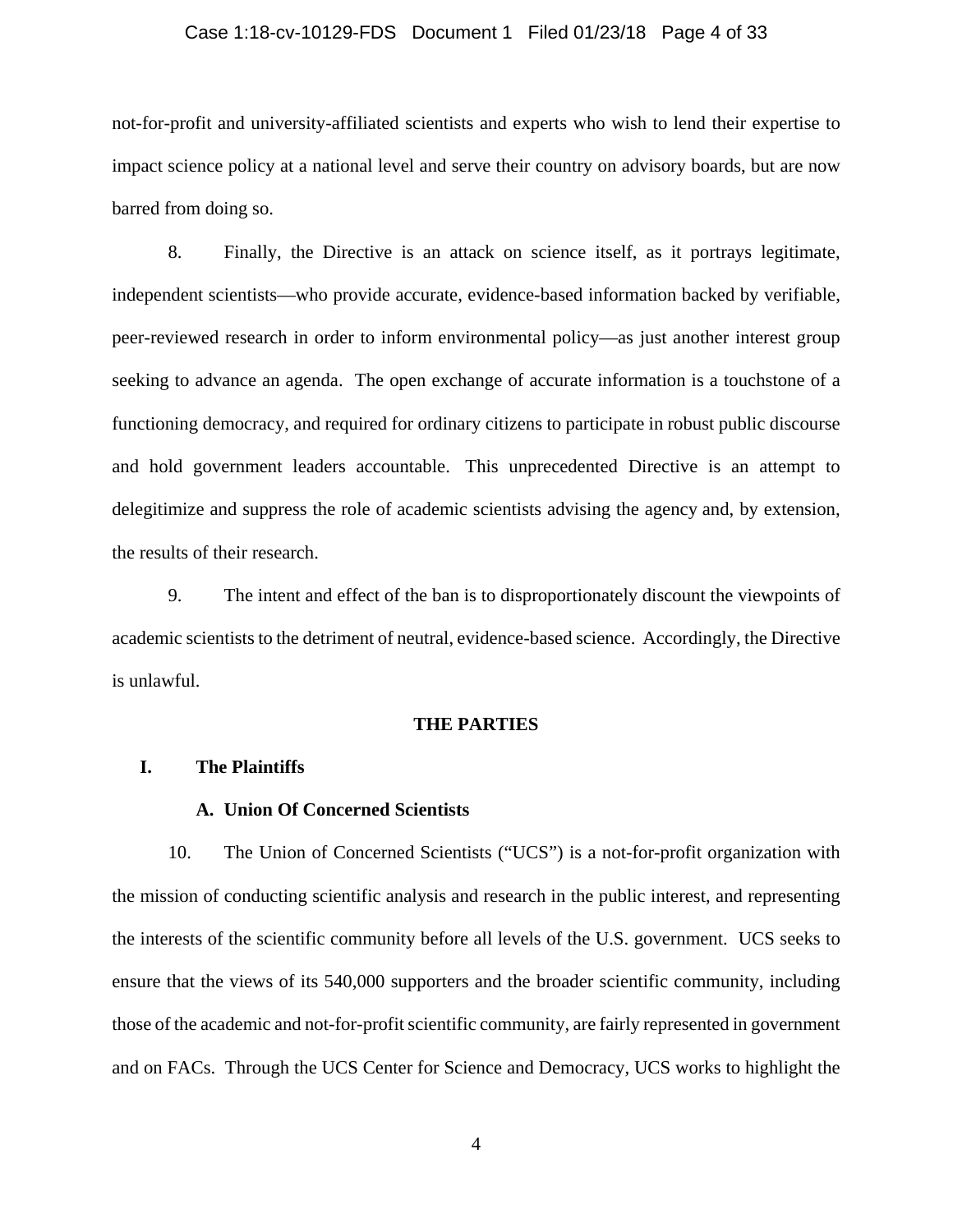not-for-profit and university-affiliated scientists and experts who wish to lend their expertise to impact science policy at a national level and serve their country on advisory boards, but are now barred from doing so.

8. Finally, the Directive is an attack on science itself, as it portrays legitimate, independent scientists—who provide accurate, evidence-based information backed by verifiable, peer-reviewed research in order to inform environmental policy—as just another interest group seeking to advance an agenda. The open exchange of accurate information is a touchstone of a functioning democracy, and required for ordinary citizens to participate in robust public discourse and hold government leaders accountable. This unprecedented Directive is an attempt to delegitimize and suppress the role of academic scientists advising the agency and, by extension, the results of their research.

9. The intent and effect of the ban is to disproportionately discount the viewpoints of academic scientists to the detriment of neutral, evidence-based science. Accordingly, the Directive is unlawful.

## THE PARTIES

### I. The Plaintiffs

#### A. Union Of Concerned Scientists

10. The Union of Concerned Scientists ("UCS") is a not-for-profit organization with the mission of conducting scientific analysis and research in the public interest, and representing the interests of the scientific community before all levels of the U.S. government. UCS seeks to ensure that the views of its 540,000 supporters and the broader scientific community, including those of the academic and not-for-profit scientific community, are fairly represented in government and on FACs. Through the UCS Center for Science and Democracy, UCS works to highlight the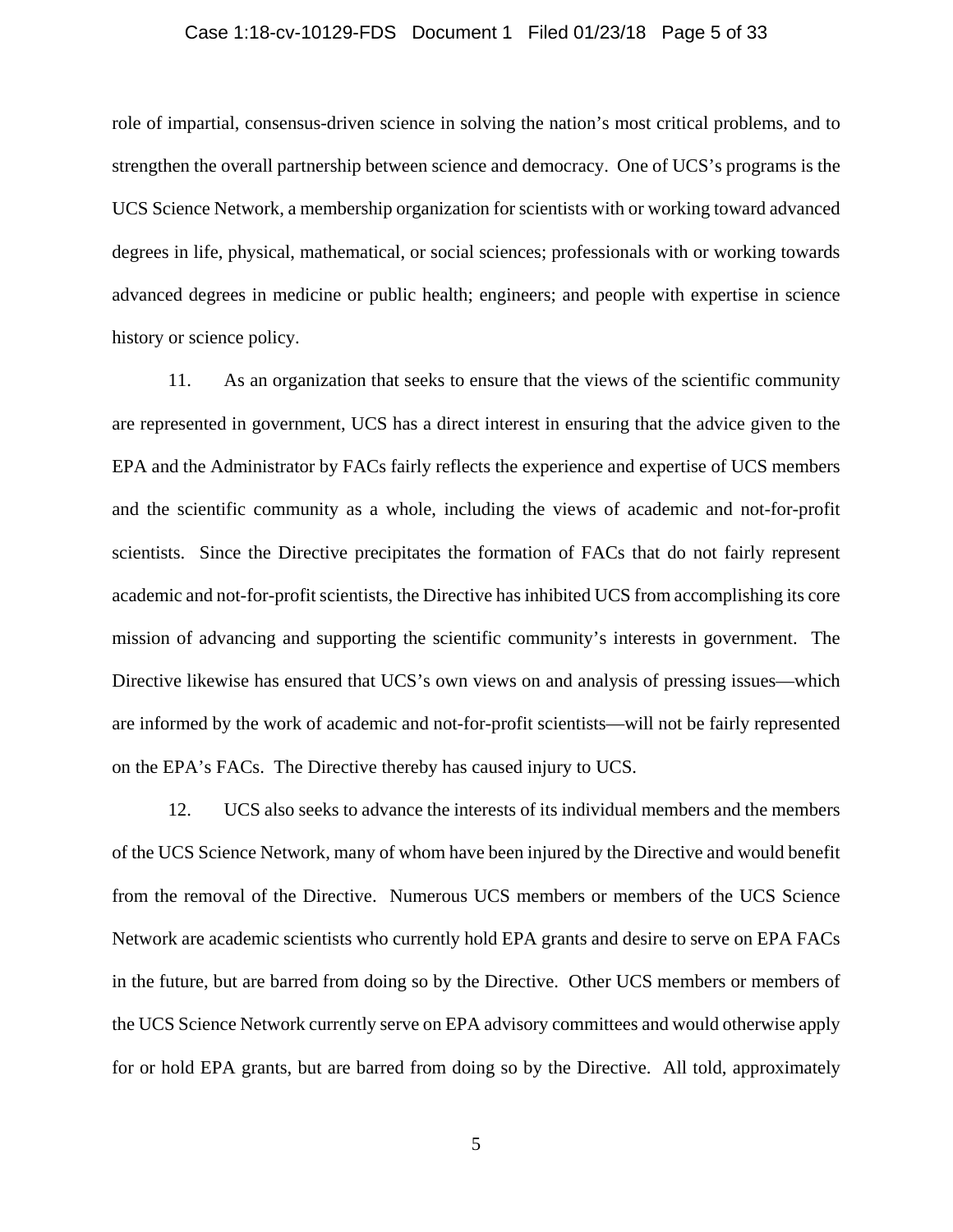role of impartial, consensus-driven science in solving the nation's most critical problems, and to strengthen the overall partnership between science and democracy. One of UCS's programs is the UCS Science Network, a membership organization for scientists with or working toward advanced degrees in life, physical, mathematical, or social sciences; professionals with or working towards advanced degrees in medicine or public health; engineers; and people with expertise in science history or science policy.

11. As an organization that seeks to ensure that the views of the scientific community are represented in government, UCS has a direct interest in ensuring that the advice given to the EPA and the Administrator by FACs fairly reflects the experience and expertise of UCS members and the scientific community as a whole, including the views of academic and not-for-profit scientists. Since the Directive precipitates the formation of FACs that do not fairly represent academic and not-for-profit scientists, the Directive has inhibited UCS from accomplishing its core mission of advancing and supporting the scientific community's interests in government. The Directive likewise has ensured that UCS's own views on and analysis of pressing issues—which are informed by the work of academic and not-for-profit scientists—will not be fairly represented on the EPA's FACs. The Directive thereby has caused injury to UCS.

12. UCS also seeks to advance the interests of its individual members and the members of the UCS Science Network, many of whom have been injured by the Directive and would benefit from the removal of the Directive. Numerous UCS members or members of the UCS Science Network are academic scientists who currently hold EPA grants and desire to serve on EPA FACs in the future, but are barred from doing so by the Directive. Other UCS members or members of the UCS Science Network currently serve on EPA advisory committees and would otherwise apply for or hold EPA grants, but are barred from doing so by the Directive. All told, approximately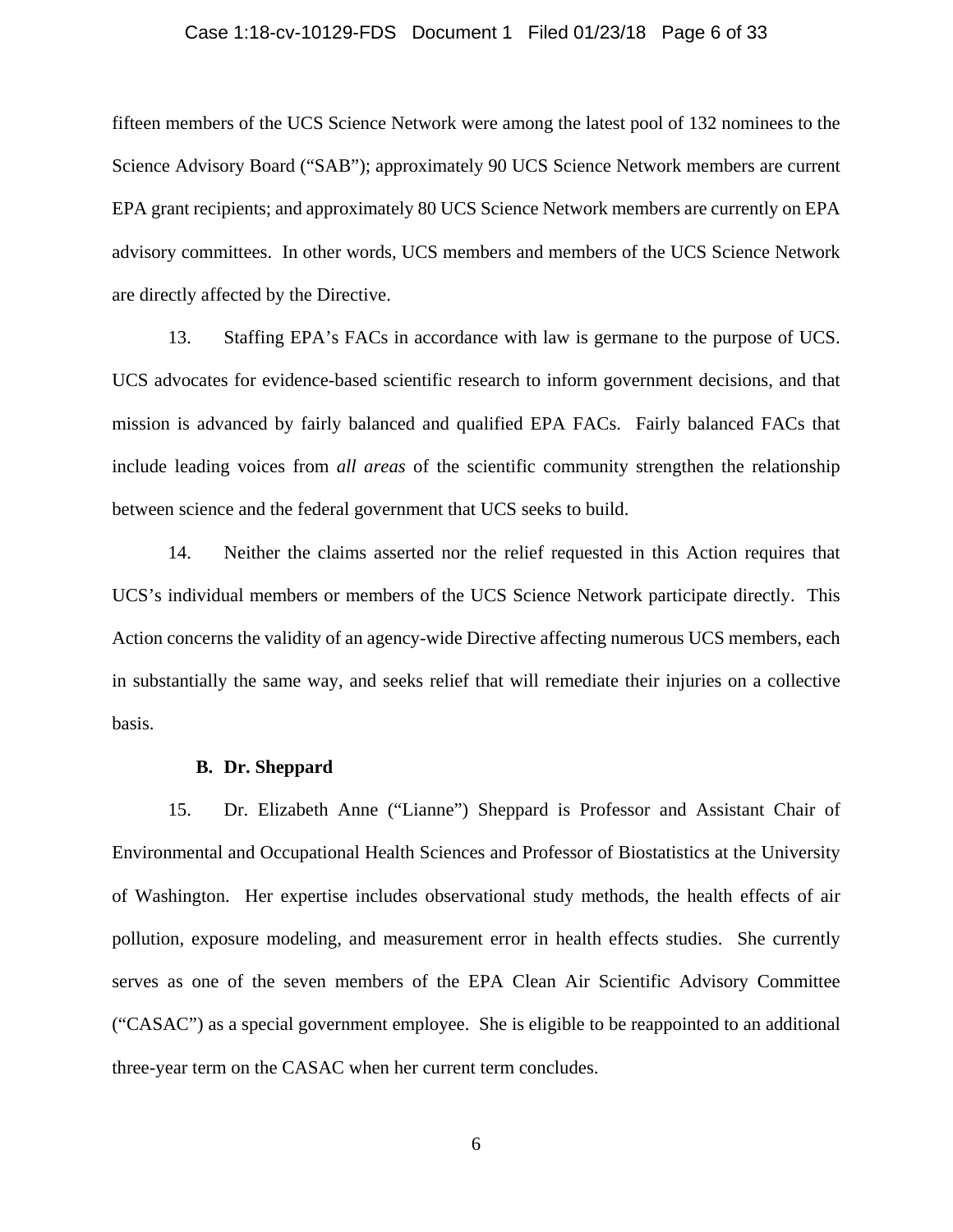fifteen members of the UCS Science Network were among the latest pool of 132 nominees to the Science Advisory Board ("SAB"); approximately 90 UCS Science Network members are current EPA grant recipients; and approximately 80 UCS Science Network members are currently on EPA advisory committees. In other words, UCS members and members of the UCS Science Network are directly affected by the Directive.

13. Staffing EPA's FACs in accordance with law is germane to the purpose of UCS. UCS advocates for evidence-based scientific research to inform government decisions, and that mission is advanced by fairly balanced and qualified EPA FACs. Fairly balanced FACs that include leading voices from *all areas* of the scientific community strengthen the relationship between science and the federal government that UCS seeks to build.

14. Neither the claims asserted nor the relief requested in this Action requires that UCS's individual members or members of the UCS Science Network participate directly. This Action concerns the validity of an agency-wide Directive affecting numerous UCS members, each in substantially the same way, and seeks relief that will remediate their injuries on a collective basis.

**B. Dr. Sheppard**

15. Dr. Elizabeth Anne ("Lianne") Sheppard is Professor and Assistant Chair of Environmental and Occupational Health Sciences and Professor of Biostatistics at the University of Washington. Her expertise includes observational study methods, the health effects of air pollution, exposure modeling, and measurement error in health effects studies. She currently serves as one of the seven members of the EPA Clean Air Scientific Advisory Committee ("CASAC") as a special government employee. She is eligible to be reappointed to an additional three-year term on the CASAC when her current term concludes.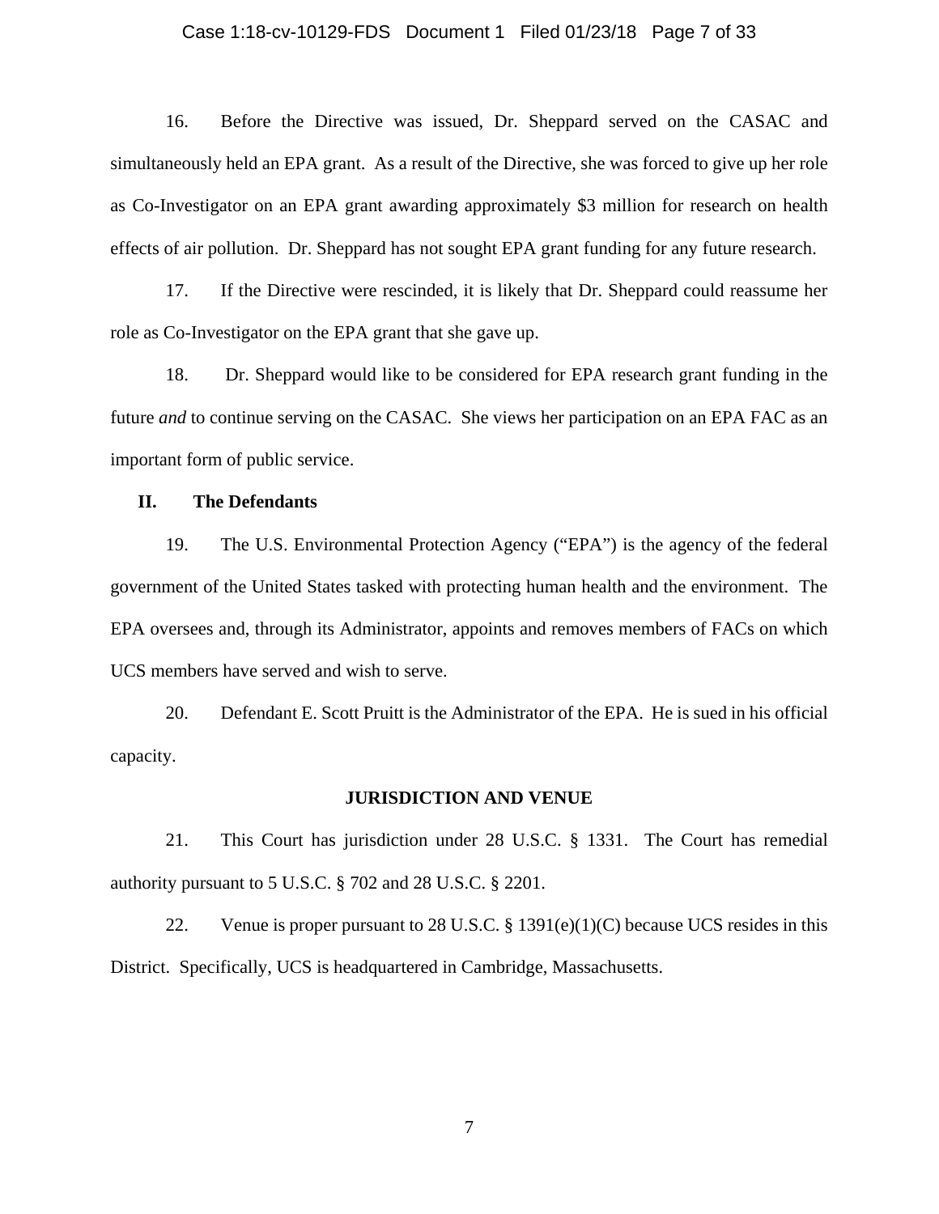16. Before the Directive was issued, Dr. Sheppard served on the CASAC and simultaneously held an EPA grant. As a result of the Directive, she was forced to give up her role as Co-Investigator on an EPA grant awarding approximately $3 million for research on health effects of air pollution. Dr. Sheppard has not sought EPA grant funding for any future research.

17. If the Directive were rescinded, it is likely that Dr. Sheppard could reassume her role as Co-Investigator on the EPA grant that she gave up.

18. Dr. Sheppard would like to be considered for EPA research grant funding in the future *and* to continue serving on the CASAC. She views her participation on an EPA FAC as an important form of public service.

### II. The Defendants

19. The U.S. Environmental Protection Agency ("EPA") is the agency of the federal government of the United States tasked with protecting human health and the environment. The EPA oversees and, through its Administrator, appoints and removes members of FACs on which UCS members have served and wish to serve.

20. Defendant E. Scott Pruitt is the Administrator of the EPA. He is sued in his official capacity.

## JURISDICTION AND VENUE

21. This Court has jurisdiction under 28 U.S.C. § 1331. The Court has remedial authority pursuant to 5 U.S.C. § 702 and 28 U.S.C. § 2201.

22. Venue is proper pursuant to 28 U.S.C. § 1391(e)(1)(C) because UCS resides in this District. Specifically, UCS is headquartered in Cambridge, Massachusetts.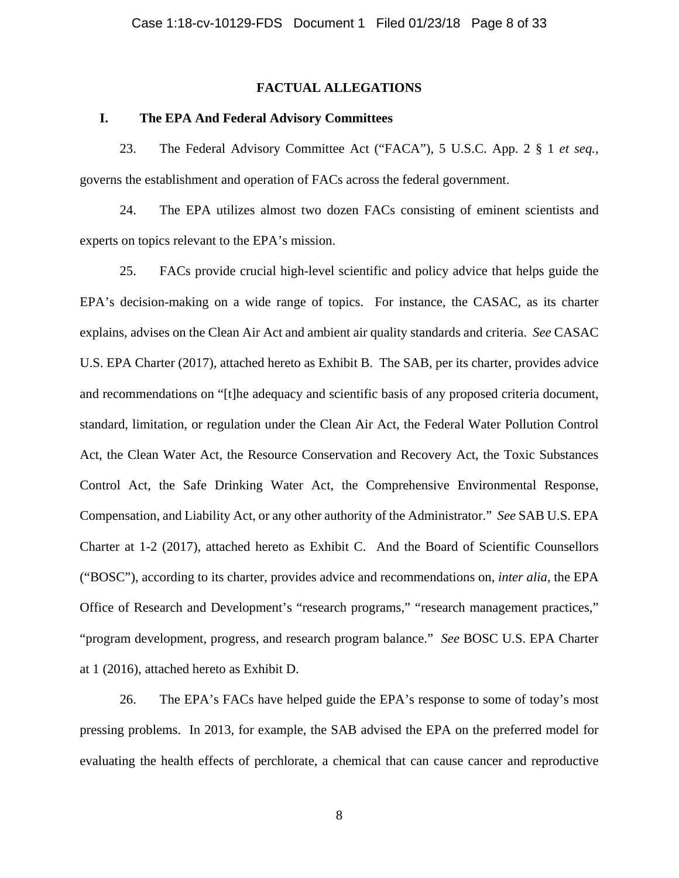## FACTUAL ALLEGATIONS

### I. The EPA And Federal Advisory Committees

23. The Federal Advisory Committee Act ("FACA"), 5 U.S.C. App. 2 § 1 *et seq.*, governs the establishment and operation of FACs across the federal government.

24. The EPA utilizes almost two dozen FACs consisting of eminent scientists and experts on topics relevant to the EPA's mission.

25. FACs provide crucial high-level scientific and policy advice that helps guide the EPA's decision-making on a wide range of topics. For instance, the CASAC, as its charter explains, advises on the Clean Air Act and ambient air quality standards and criteria. *See* CASAC U.S. EPA Charter (2017), attached hereto as Exhibit B. The SAB, per its charter, provides advice and recommendations on "[t]he adequacy and scientific basis of any proposed criteria document, standard, limitation, or regulation under the Clean Air Act, the Federal Water Pollution Control Act, the Clean Water Act, the Resource Conservation and Recovery Act, the Toxic Substances Control Act, the Safe Drinking Water Act, the Comprehensive Environmental Response, Compensation, and Liability Act, or any other authority of the Administrator." *See* SAB U.S. EPA Charter at 1-2 (2017), attached hereto as Exhibit C. And the Board of Scientific Counsellors ("BOSC"), according to its charter, provides advice and recommendations on, *inter alia*, the EPA Office of Research and Development's "research programs," "research management practices," "program development, progress, and research program balance." *See* BOSC U.S. EPA Charter at 1 (2016), attached hereto as Exhibit D.

26. The EPA's FACs have helped guide the EPA's response to some of today's most pressing problems. In 2013, for example, the SAB advised the EPA on the preferred model for evaluating the health effects of perchlorate, a chemical that can cause cancer and reproductive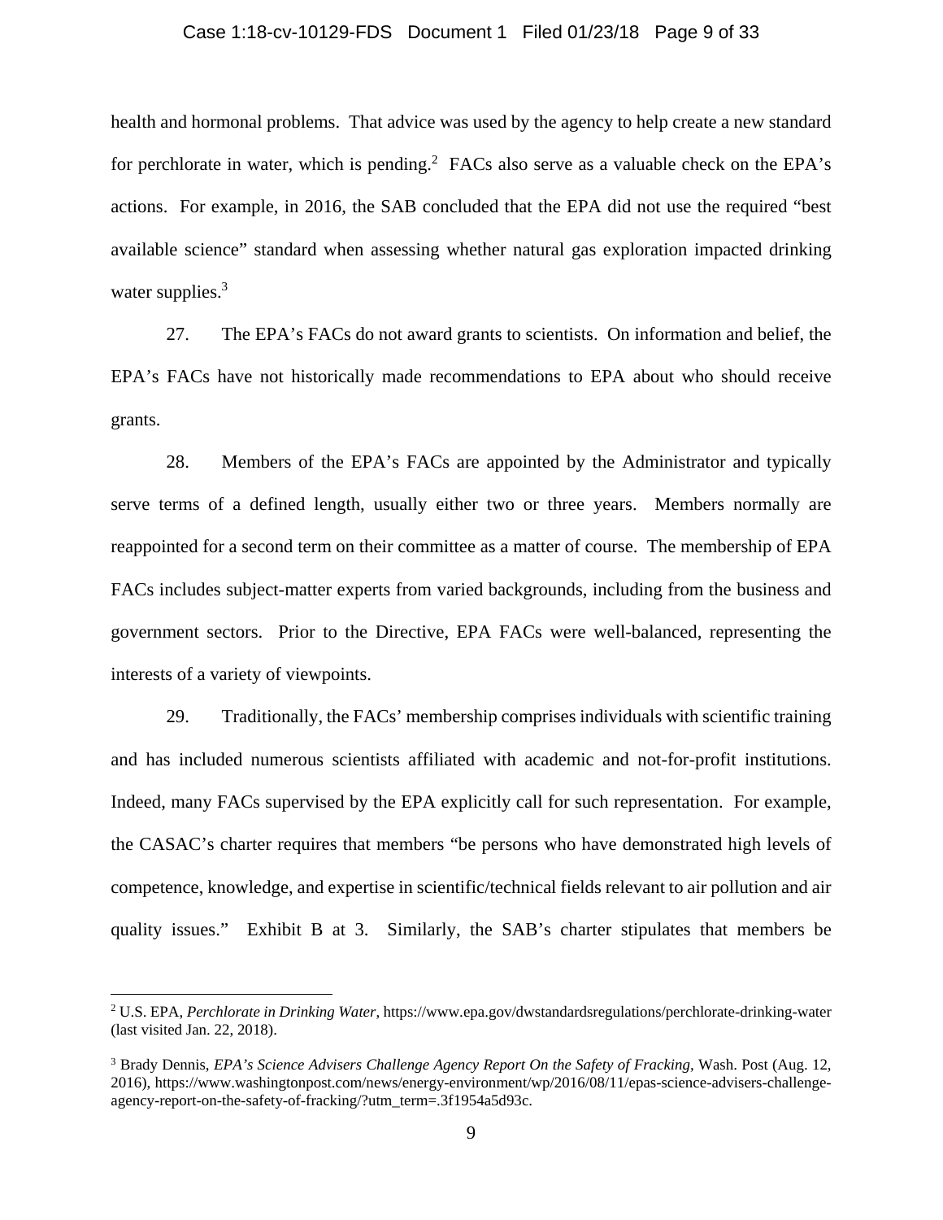health and hormonal problems. That advice was used by the agency to help create a new standard for perchlorate in water, which is pending.[2] FACs also serve as a valuable check on the EPA's actions. For example, in 2016, the SAB concluded that the EPA did not use the required "best available science" standard when assessing whether natural gas exploration impacted drinking water supplies.[3]

27. The EPA's FACs do not award grants to scientists. On information and belief, the EPA's FACs have not historically made recommendations to EPA about who should receive grants.

28. Members of the EPA's FACs are appointed by the Administrator and typically serve terms of a defined length, usually either two or three years. Members normally are reappointed for a second term on their committee as a matter of course. The membership of EPA FACs includes subject-matter experts from varied backgrounds, including from the business and government sectors. Prior to the Directive, EPA FACs were well-balanced, representing the interests of a variety of viewpoints.

29. Traditionally, the FACs' membership comprises individuals with scientific training and has included numerous scientists affiliated with academic and not-for-profit institutions. Indeed, many FACs supervised by the EPA explicitly call for such representation. For example, the CASAC's charter requires that members "be persons who have demonstrated high levels of competence, knowledge, and expertise in scientific/technical fields relevant to air pollution and air quality issues." Exhibit B at 3. Similarly, the SAB's charter stipulates that members be

---

[2] U.S. EPA, *Perchlorate in Drinking Water*, https://www.epa.gov/dwstandardsregulations/perchlorate-drinking-water (last visited Jan. 22, 2018).

[3] Brady Dennis, *EPA's Science Advisers Challenge Agency Report On the Safety of Fracking*, Wash. Post (Aug. 12, 2016), https://www.washingtonpost.com/news/energy-environment/wp/2016/08/11/epas-science-advisers-challenge-agency-report-on-the-safety-of-fracking/?utm_term=.3f1954a5d93c.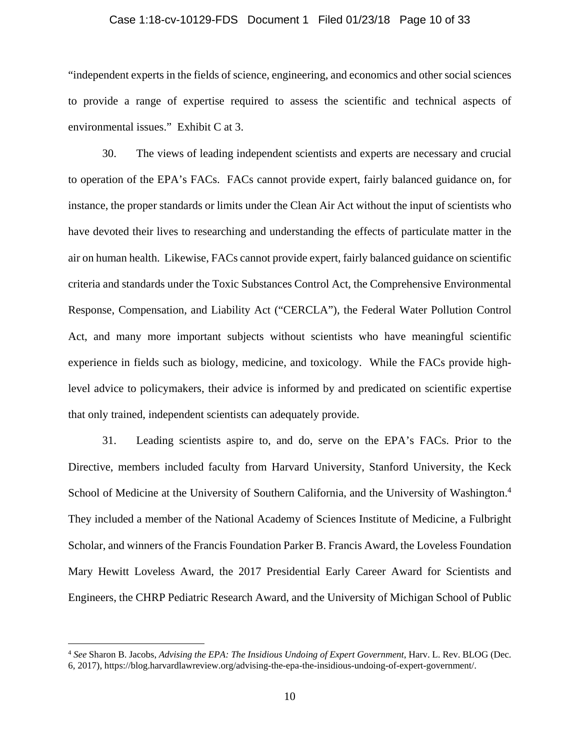"independent experts in the fields of science, engineering, and economics and other social sciences to provide a range of expertise required to assess the scientific and technical aspects of environmental issues." Exhibit C at 3.

30. The views of leading independent scientists and experts are necessary and crucial to operation of the EPA's FACs. FACs cannot provide expert, fairly balanced guidance on, for instance, the proper standards or limits under the Clean Air Act without the input of scientists who have devoted their lives to researching and understanding the effects of particulate matter in the air on human health. Likewise, FACs cannot provide expert, fairly balanced guidance on scientific criteria and standards under the Toxic Substances Control Act, the Comprehensive Environmental Response, Compensation, and Liability Act ("CERCLA"), the Federal Water Pollution Control Act, and many more important subjects without scientists who have meaningful scientific experience in fields such as biology, medicine, and toxicology. While the FACs provide high-level advice to policymakers, their advice is informed by and predicated on scientific expertise that only trained, independent scientists can adequately provide.

31. Leading scientists aspire to, and do, serve on the EPA's FACs. Prior to the Directive, members included faculty from Harvard University, Stanford University, the Keck School of Medicine at the University of Southern California, and the University of Washington.[4] They included a member of the National Academy of Sciences Institute of Medicine, a Fulbright Scholar, and winners of the Francis Foundation Parker B. Francis Award, the Loveless Foundation Mary Hewitt Loveless Award, the 2017 Presidential Early Career Award for Scientists and Engineers, the CHRP Pediatric Research Award, and the University of Michigan School of Public

---

[4] *See* Sharon B. Jacobs, *Advising the EPA: The Insidious Undoing of Expert Government*, Harv. L. Rev. BLOG (Dec. 6, 2017), https://blog.harvardlawreview.org/advising-the-epa-the-insidious-undoing-of-expert-government/.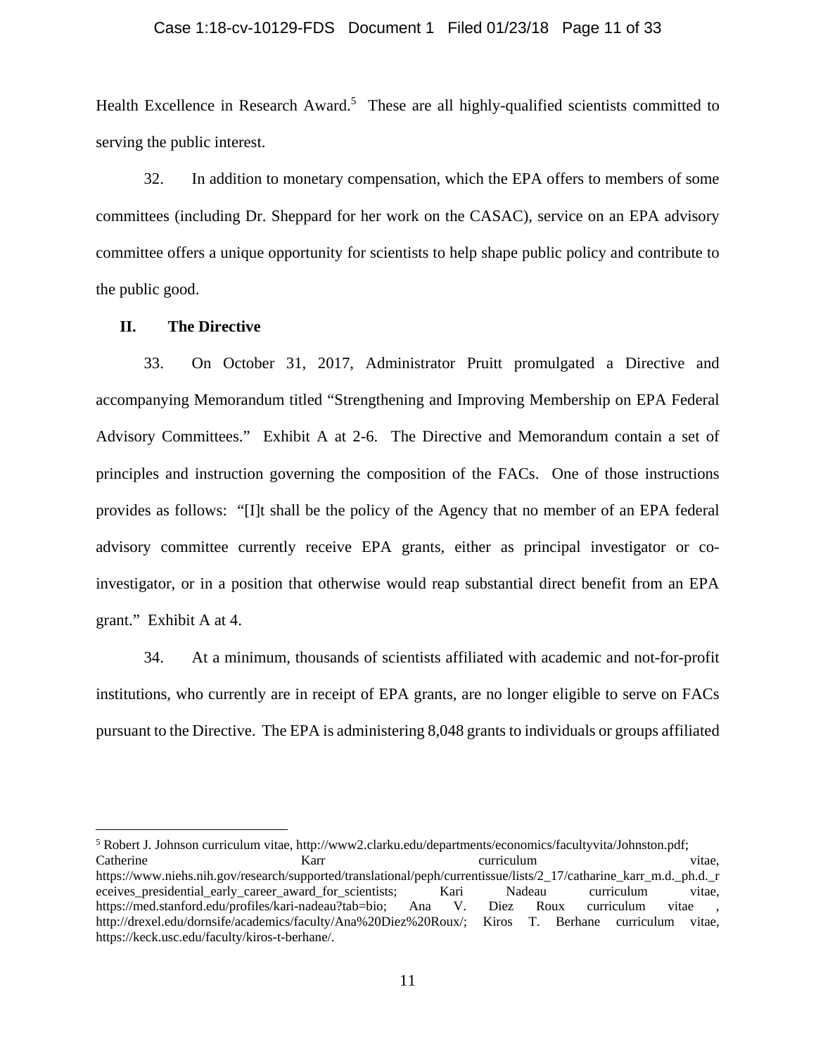Health Excellence in Research Award.[5] These are all highly-qualified scientists committed to serving the public interest.

32. In addition to monetary compensation, which the EPA offers to members of some committees (including Dr. Sheppard for her work on the CASAC), service on an EPA advisory committee offers a unique opportunity for scientists to help shape public policy and contribute to the public good.

## II. The Directive

33. On October 31, 2017, Administrator Pruitt promulgated a Directive and accompanying Memorandum titled "Strengthening and Improving Membership on EPA Federal Advisory Committees." Exhibit A at 2-6. The Directive and Memorandum contain a set of principles and instruction governing the composition of the FACs. One of those instructions provides as follows: "[I]t shall be the policy of the Agency that no member of an EPA federal advisory committee currently receive EPA grants, either as principal investigator or co-investigator, or in a position that otherwise would reap substantial direct benefit from an EPA grant." Exhibit A at 4.

34. At a minimum, thousands of scientists affiliated with academic and not-for-profit institutions, who currently are in receipt of EPA grants, are no longer eligible to serve on FACs pursuant to the Directive. The EPA is administering 8,048 grants to individuals or groups affiliated

---

[5] Robert J. Johnson curriculum vitae, http://www2.clarku.edu/departments/economics/facultyvita/Johnston.pdf; Catherine Karr curriculum vitae, https://www.niehs.nih.gov/research/supported/translational/peph/currentissue/lists/2_17/catharine_karr_m.d._ph.d._receives_presidential_early_career_award_for_scientists; Kari Nadeau curriculum vitae, https://med.stanford.edu/profiles/kari-nadeau?tab=bio; Ana V. Diez Roux curriculum vitae , http://drexel.edu/dornsife/academics/faculty/Ana%20Diez%20Roux/; Kiros T. Berhane curriculum vitae, https://keck.usc.edu/faculty/kiros-t-berhane/.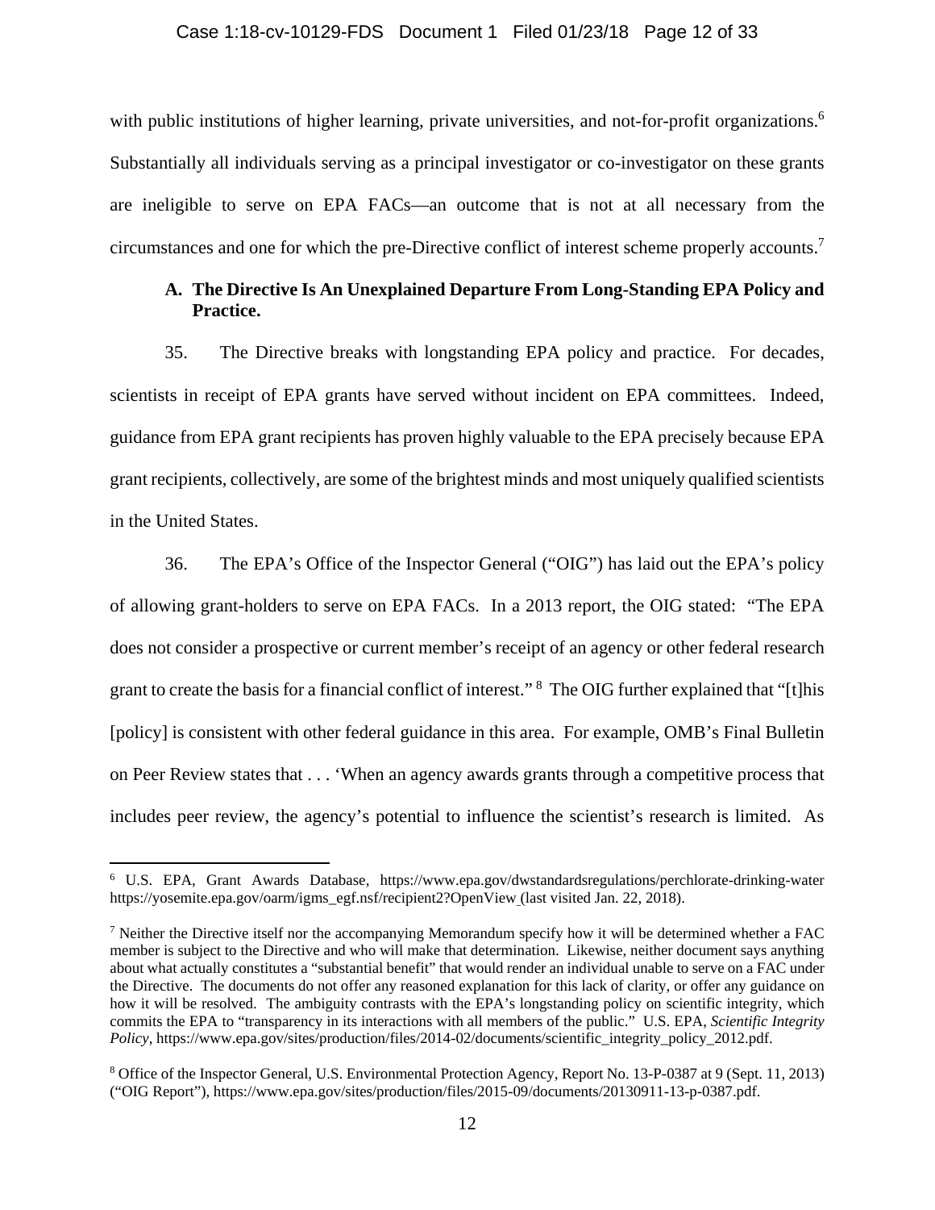with public institutions of higher learning, private universities, and not-for-profit organizations.[6] Substantially all individuals serving as a principal investigator or co-investigator on these grants are ineligible to serve on EPA FACs—an outcome that is not at all necessary from the circumstances and one for which the pre-Directive conflict of interest scheme properly accounts.[7]

### A. The Directive Is An Unexplained Departure From Long-Standing EPA Policy and Practice.

35. The Directive breaks with longstanding EPA policy and practice. For decades, scientists in receipt of EPA grants have served without incident on EPA committees. Indeed, guidance from EPA grant recipients has proven highly valuable to the EPA precisely because EPA grant recipients, collectively, are some of the brightest minds and most uniquely qualified scientists in the United States.

36. The EPA's Office of the Inspector General ("OIG") has laid out the EPA's policy of allowing grant-holders to serve on EPA FACs. In a 2013 report, the OIG stated: "The EPA does not consider a prospective or current member's receipt of an agency or other federal research grant to create the basis for a financial conflict of interest."[8] The OIG further explained that "[t]his [policy] is consistent with other federal guidance in this area. For example, OMB's Final Bulletin on Peer Review states that . . . 'When an agency awards grants through a competitive process that includes peer review, the agency's potential to influence the scientist's research is limited. As

---

[6] U.S. EPA, Grant Awards Database, https://www.epa.gov/dwstandardsregulations/perchlorate-drinking-water https://yosemite.epa.gov/oarm/igms_egf.nsf/recipient2?OpenView (last visited Jan. 22, 2018).

[7] Neither the Directive itself nor the accompanying Memorandum specify how it will be determined whether a FAC member is subject to the Directive and who will make that determination. Likewise, neither document says anything about what actually constitutes a "substantial benefit" that would render an individual unable to serve on a FAC under the Directive. The documents do not offer any reasoned explanation for this lack of clarity, or offer any guidance on how it will be resolved. The ambiguity contrasts with the EPA's longstanding policy on scientific integrity, which commits the EPA to "transparency in its interactions with all members of the public." U.S. EPA, *Scientific Integrity Policy*, https://www.epa.gov/sites/production/files/2014-02/documents/scientific_integrity_policy_2012.pdf.

[8] Office of the Inspector General, U.S. Environmental Protection Agency, Report No. 13-P-0387 at 9 (Sept. 11, 2013) ("OIG Report"), https://www.epa.gov/sites/production/files/2015-09/documents/20130911-13-p-0387.pdf.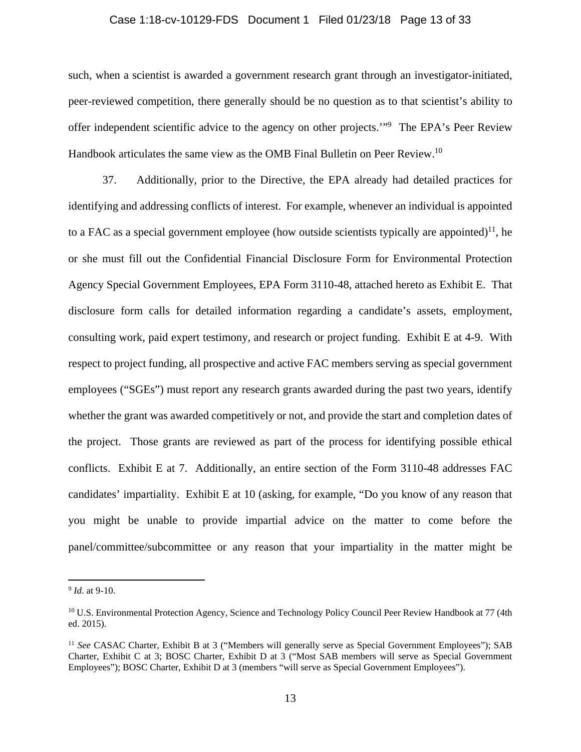such, when a scientist is awarded a government research grant through an investigator-initiated, peer-reviewed competition, there generally should be no question as to that scientist's ability to offer independent scientific advice to the agency on other projects.'"[9] The EPA's Peer Review Handbook articulates the same view as the OMB Final Bulletin on Peer Review.[10]

37. Additionally, prior to the Directive, the EPA already had detailed practices for identifying and addressing conflicts of interest. For example, whenever an individual is appointed to a FAC as a special government employee (how outside scientists typically are appointed)[11], he or she must fill out the Confidential Financial Disclosure Form for Environmental Protection Agency Special Government Employees, EPA Form 3110-48, attached hereto as Exhibit E. That disclosure form calls for detailed information regarding a candidate's assets, employment, consulting work, paid expert testimony, and research or project funding. Exhibit E at 4-9. With respect to project funding, all prospective and active FAC members serving as special government employees ("SGEs") must report any research grants awarded during the past two years, identify whether the grant was awarded competitively or not, and provide the start and completion dates of the project. Those grants are reviewed as part of the process for identifying possible ethical conflicts. Exhibit E at 7. Additionally, an entire section of the Form 3110-48 addresses FAC candidates' impartiality. Exhibit E at 10 (asking, for example, "Do you know of any reason that you might be unable to provide impartial advice on the matter to come before the panel/committee/subcommittee or any reason that your impartiality in the matter might be

---

[9] *Id*. at 9-10.

[10] U.S. Environmental Protection Agency, Science and Technology Policy Council Peer Review Handbook at 77 (4th ed. 2015).

[11] *See* CASAC Charter, Exhibit B at 3 ("Members will generally serve as Special Government Employees"); SAB Charter, Exhibit C at 3; BOSC Charter, Exhibit D at 3 ("Most SAB members will serve as Special Government Employees"); BOSC Charter, Exhibit D at 3 (members "will serve as Special Government Employees").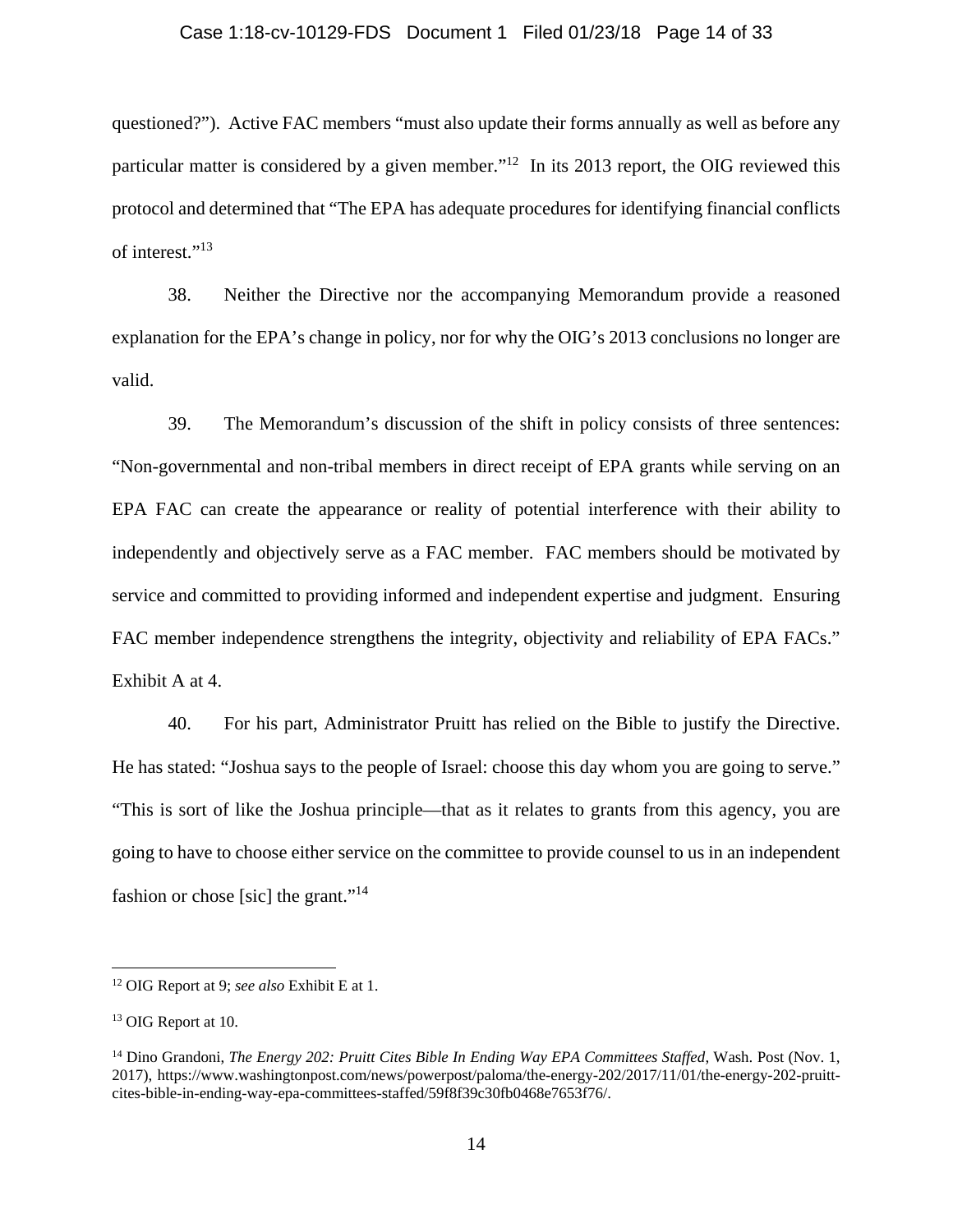questioned?"). Active FAC members "must also update their forms annually as well as before any particular matter is considered by a given member."[12] In its 2013 report, the OIG reviewed this protocol and determined that "The EPA has adequate procedures for identifying financial conflicts of interest."[13]

38. Neither the Directive nor the accompanying Memorandum provide a reasoned explanation for the EPA's change in policy, nor for why the OIG's 2013 conclusions no longer are valid.

39. The Memorandum's discussion of the shift in policy consists of three sentences: "Non-governmental and non-tribal members in direct receipt of EPA grants while serving on an EPA FAC can create the appearance or reality of potential interference with their ability to independently and objectively serve as a FAC member. FAC members should be motivated by service and committed to providing informed and independent expertise and judgment. Ensuring FAC member independence strengthens the integrity, objectivity and reliability of EPA FACs." Exhibit A at 4.

40. For his part, Administrator Pruitt has relied on the Bible to justify the Directive. He has stated: "Joshua says to the people of Israel: choose this day whom you are going to serve." "This is sort of like the Joshua principle—that as it relates to grants from this agency, you are going to have to choose either service on the committee to provide counsel to us in an independent fashion or chose [sic] the grant."[14]

---

[12] OIG Report at 9; *see also* Exhibit E at 1.

[13] OIG Report at 10.

[14] Dino Grandoni, *The Energy 202: Pruitt Cites Bible In Ending Way EPA Committees Staffed*, Wash. Post (Nov. 1, 2017), https://www.washingtonpost.com/news/powerpost/paloma/the-energy-202/2017/11/01/the-energy-202-pruitt-cites-bible-in-ending-way-epa-committees-staffed/59f8f39c30fb0468e7653f76/.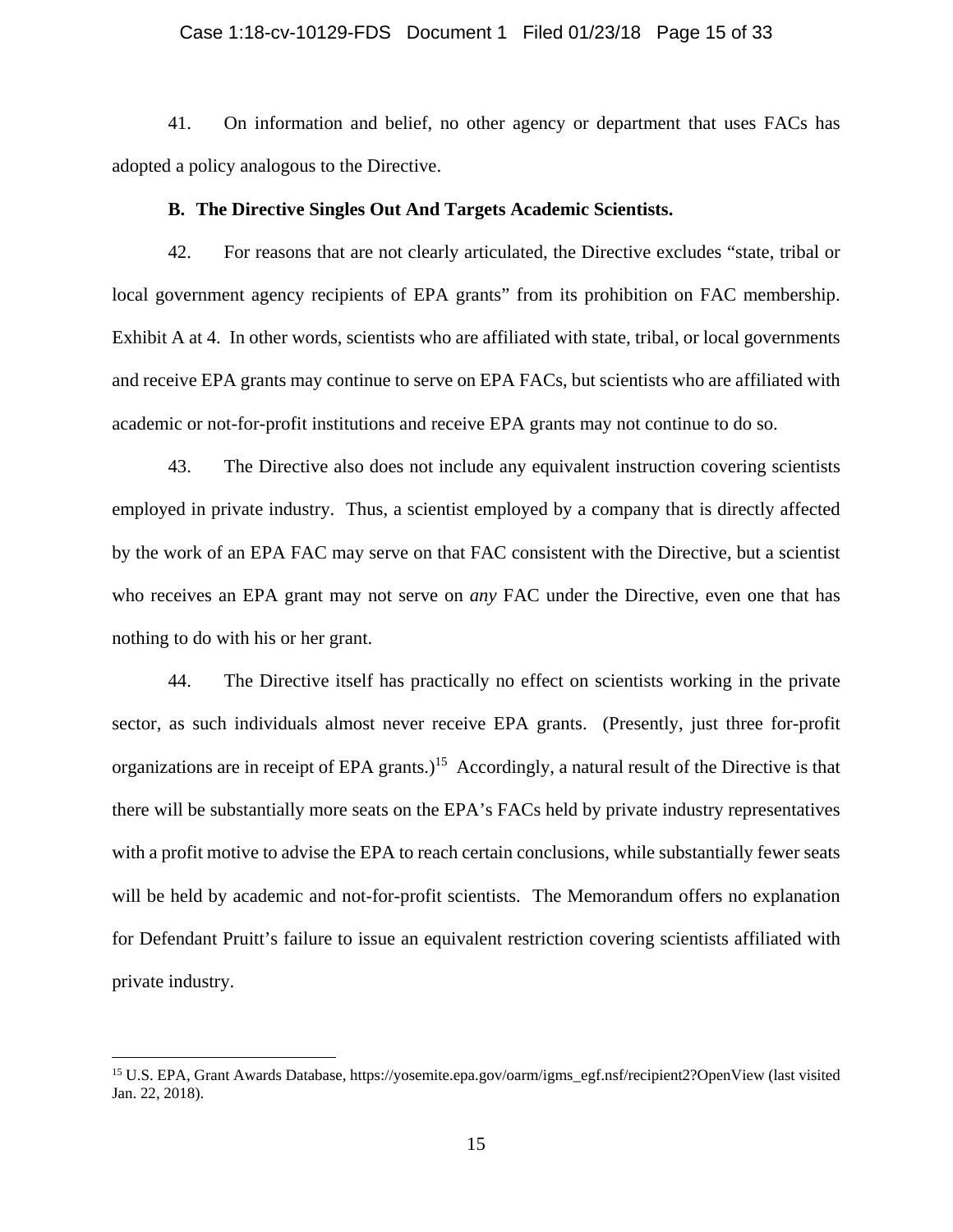41. On information and belief, no other agency or department that uses FACs has adopted a policy analogous to the Directive.

**B. The Directive Singles Out And Targets Academic Scientists.**

42. For reasons that are not clearly articulated, the Directive excludes "state, tribal or local government agency recipients of EPA grants" from its prohibition on FAC membership. Exhibit A at 4. In other words, scientists who are affiliated with state, tribal, or local governments and receive EPA grants may continue to serve on EPA FACs, but scientists who are affiliated with academic or not-for-profit institutions and receive EPA grants may not continue to do so.

43. The Directive also does not include any equivalent instruction covering scientists employed in private industry. Thus, a scientist employed by a company that is directly affected by the work of an EPA FAC may serve on that FAC consistent with the Directive, but a scientist who receives an EPA grant may not serve on *any* FAC under the Directive, even one that has nothing to do with his or her grant.

44. The Directive itself has practically no effect on scientists working in the private sector, as such individuals almost never receive EPA grants. (Presently, just three for-profit organizations are in receipt of EPA grants.)[15] Accordingly, a natural result of the Directive is that there will be substantially more seats on the EPA's FACs held by private industry representatives with a profit motive to advise the EPA to reach certain conclusions, while substantially fewer seats will be held by academic and not-for-profit scientists. The Memorandum offers no explanation for Defendant Pruitt's failure to issue an equivalent restriction covering scientists affiliated with private industry.

---

[15] U.S. EPA, Grant Awards Database, https://yosemite.epa.gov/oarm/igms_egf.nsf/recipient2?OpenView (last visited Jan. 22, 2018).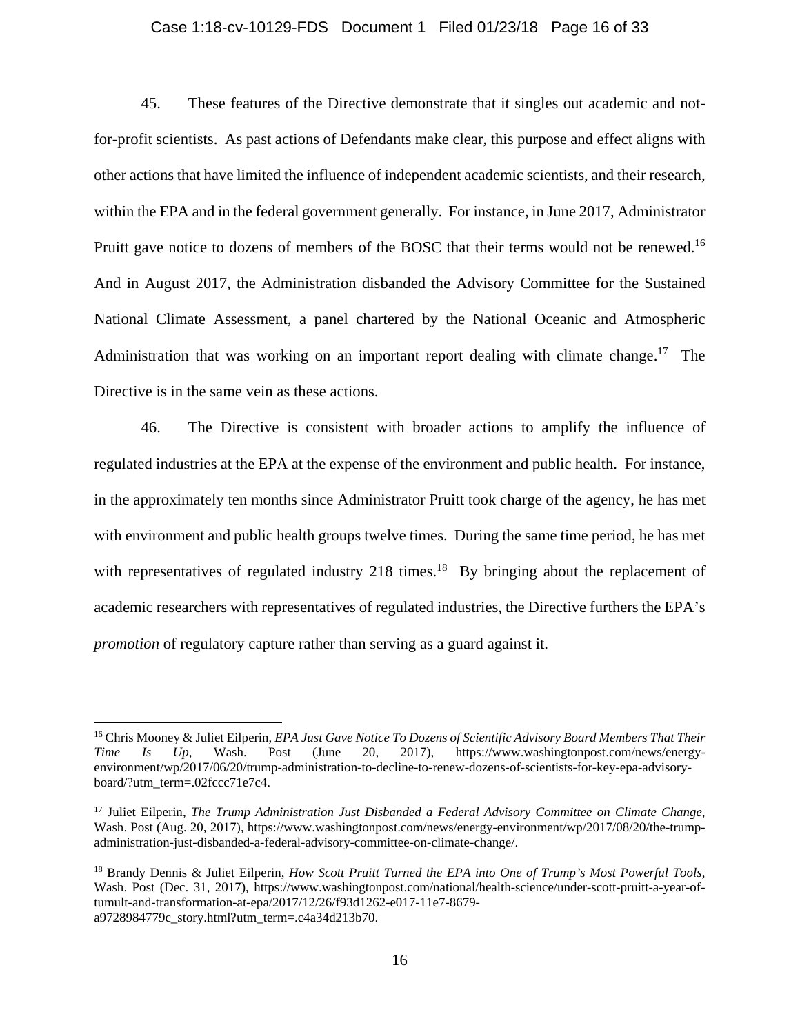45. These features of the Directive demonstrate that it singles out academic and not-for-profit scientists. As past actions of Defendants make clear, this purpose and effect aligns with other actions that have limited the influence of independent academic scientists, and their research, within the EPA and in the federal government generally. For instance, in June 2017, Administrator Pruitt gave notice to dozens of members of the BOSC that their terms would not be renewed.[16] And in August 2017, the Administration disbanded the Advisory Committee for the Sustained National Climate Assessment, a panel chartered by the National Oceanic and Atmospheric Administration that was working on an important report dealing with climate change.[17] The Directive is in the same vein as these actions.

46. The Directive is consistent with broader actions to amplify the influence of regulated industries at the EPA at the expense of the environment and public health. For instance, in the approximately ten months since Administrator Pruitt took charge of the agency, he has met with environment and public health groups twelve times. During the same time period, he has met with representatives of regulated industry 218 times.[18] By bringing about the replacement of academic researchers with representatives of regulated industries, the Directive furthers the EPA's *promotion* of regulatory capture rather than serving as a guard against it.

---

[16] Chris Mooney & Juliet Eilperin, *EPA Just Gave Notice To Dozens of Scientific Advisory Board Members That Their Time Is Up*, Wash. Post (June 20, 2017), https://www.washingtonpost.com/news/energy-environment/wp/2017/06/20/trump-administration-to-decline-to-renew-dozens-of-scientists-for-key-epa-advisory-board/?utm_term=.02fccc71e7c4.

[17] Juliet Eilperin, *The Trump Administration Just Disbanded a Federal Advisory Committee on Climate Change*, Wash. Post (Aug. 20, 2017), https://www.washingtonpost.com/news/energy-environment/wp/2017/08/20/the-trump-administration-just-disbanded-a-federal-advisory-committee-on-climate-change/.

[18] Brandy Dennis & Juliet Eilperin, *How Scott Pruitt Turned the EPA into One of Trump's Most Powerful Tools*, Wash. Post (Dec. 31, 2017), https://www.washingtonpost.com/national/health-science/under-scott-pruitt-a-year-of-tumult-and-transformation-at-epa/2017/12/26/f93d1262-e017-11e7-8679-a9728984779c_story.html?utm_term=.c4a34d213b70.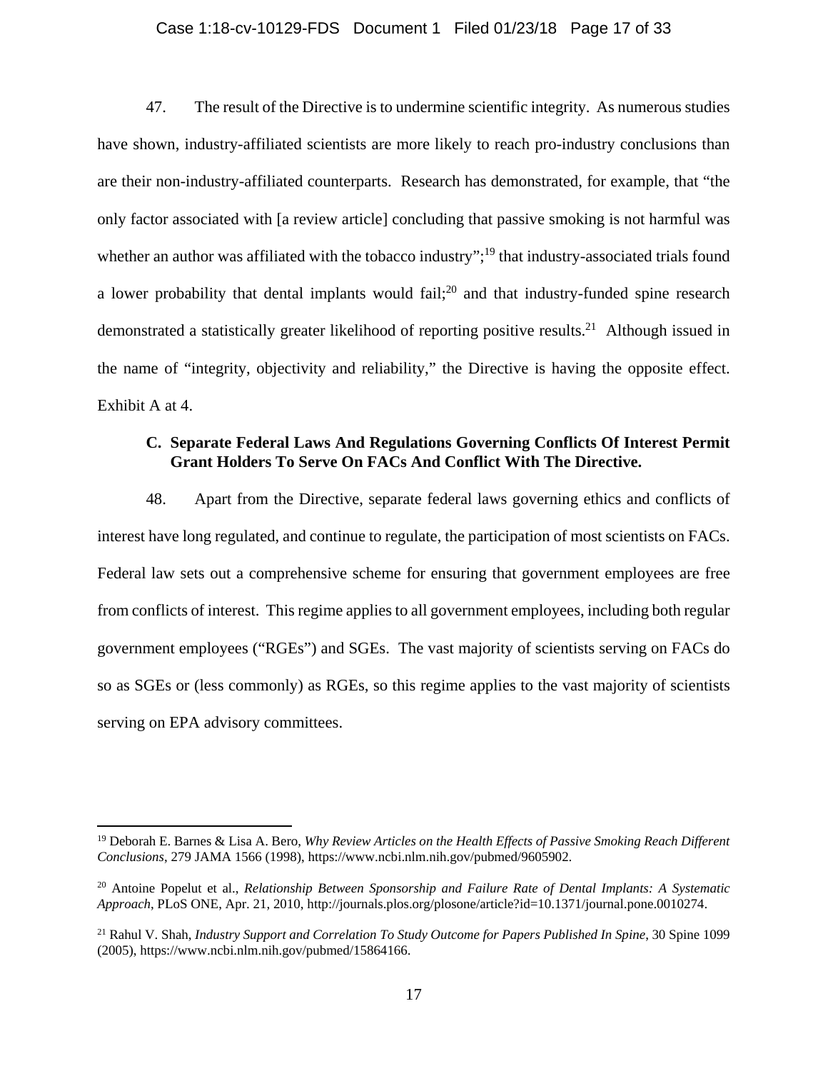47. The result of the Directive is to undermine scientific integrity. As numerous studies have shown, industry-affiliated scientists are more likely to reach pro-industry conclusions than are their non-industry-affiliated counterparts. Research has demonstrated, for example, that "the only factor associated with [a review article] concluding that passive smoking is not harmful was whether an author was affiliated with the tobacco industry";[19] that industry-associated trials found a lower probability that dental implants would fail;[20] and that industry-funded spine research demonstrated a statistically greater likelihood of reporting positive results.[21] Although issued in the name of "integrity, objectivity and reliability," the Directive is having the opposite effect. Exhibit A at 4.

### C. Separate Federal Laws And Regulations Governing Conflicts Of Interest Permit Grant Holders To Serve On FACs And Conflict With The Directive.

48. Apart from the Directive, separate federal laws governing ethics and conflicts of interest have long regulated, and continue to regulate, the participation of most scientists on FACs. Federal law sets out a comprehensive scheme for ensuring that government employees are free from conflicts of interest. This regime applies to all government employees, including both regular government employees ("RGEs") and SGEs. The vast majority of scientists serving on FACs do so as SGEs or (less commonly) as RGEs, so this regime applies to the vast majority of scientists serving on EPA advisory committees.

---

[19] Deborah E. Barnes & Lisa A. Bero, *Why Review Articles on the Health Effects of Passive Smoking Reach Different Conclusions*, 279 JAMA 1566 (1998), https://www.ncbi.nlm.nih.gov/pubmed/9605902.

[20] Antoine Popelut et al., *Relationship Between Sponsorship and Failure Rate of Dental Implants: A Systematic Approach*, PLoS ONE, Apr. 21, 2010, http://journals.plos.org/plosone/article?id=10.1371/journal.pone.0010274.

[21] Rahul V. Shah, *Industry Support and Correlation To Study Outcome for Papers Published In Spine*, 30 Spine 1099 (2005), https://www.ncbi.nlm.nih.gov/pubmed/15864166.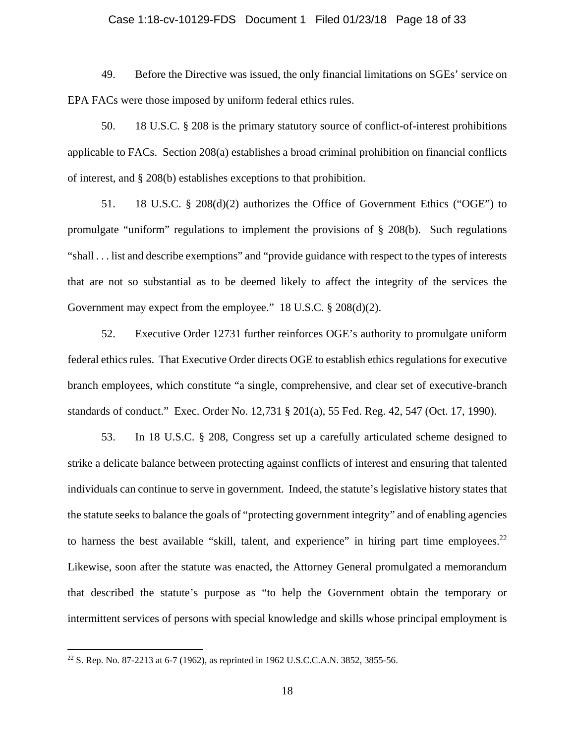49. Before the Directive was issued, the only financial limitations on SGEs' service on EPA FACs were those imposed by uniform federal ethics rules.

50. 18 U.S.C. § 208 is the primary statutory source of conflict-of-interest prohibitions applicable to FACs. Section 208(a) establishes a broad criminal prohibition on financial conflicts of interest, and § 208(b) establishes exceptions to that prohibition.

51. 18 U.S.C. § 208(d)(2) authorizes the Office of Government Ethics ("OGE") to promulgate "uniform" regulations to implement the provisions of § 208(b). Such regulations "shall . . . list and describe exemptions" and "provide guidance with respect to the types of interests that are not so substantial as to be deemed likely to affect the integrity of the services the Government may expect from the employee." 18 U.S.C. § 208(d)(2).

52. Executive Order 12731 further reinforces OGE's authority to promulgate uniform federal ethics rules. That Executive Order directs OGE to establish ethics regulations for executive branch employees, which constitute "a single, comprehensive, and clear set of executive-branch standards of conduct." Exec. Order No. 12,731 § 201(a), 55 Fed. Reg. 42, 547 (Oct. 17, 1990).

53. In 18 U.S.C. § 208, Congress set up a carefully articulated scheme designed to strike a delicate balance between protecting against conflicts of interest and ensuring that talented individuals can continue to serve in government. Indeed, the statute's legislative history states that the statute seeks to balance the goals of "protecting government integrity" and of enabling agencies to harness the best available "skill, talent, and experience" in hiring part time employees.[22] Likewise, soon after the statute was enacted, the Attorney General promulgated a memorandum that described the statute's purpose as "to help the Government obtain the temporary or intermittent services of persons with special knowledge and skills whose principal employment is

---

[22] S. Rep. No. 87-2213 at 6-7 (1962), as reprinted in 1962 U.S.C.C.A.N. 3852, 3855-56.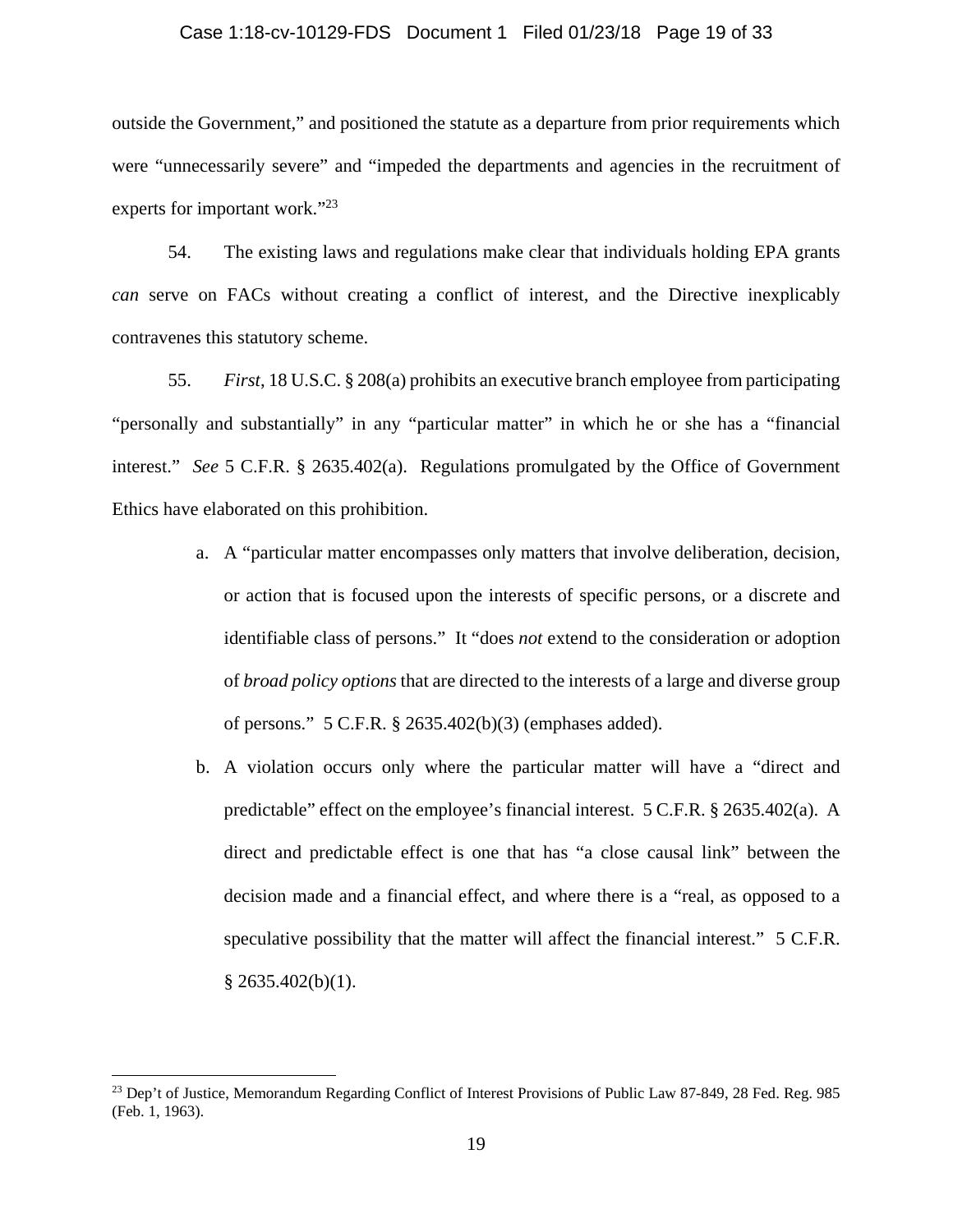outside the Government," and positioned the statute as a departure from prior requirements which were "unnecessarily severe" and "impeded the departments and agencies in the recruitment of experts for important work."[23]

54. The existing laws and regulations make clear that individuals holding EPA grants *can* serve on FACs without creating a conflict of interest, and the Directive inexplicably contravenes this statutory scheme.

55. *First*, 18 U.S.C. § 208(a) prohibits an executive branch employee from participating "personally and substantially" in any "particular matter" in which he or she has a "financial interest." *See* 5 C.F.R. § 2635.402(a). Regulations promulgated by the Office of Government Ethics have elaborated on this prohibition.

a. A "particular matter encompasses only matters that involve deliberation, decision, or action that is focused upon the interests of specific persons, or a discrete and identifiable class of persons." It "does *not* extend to the consideration or adoption of *broad policy options* that are directed to the interests of a large and diverse group of persons." 5 C.F.R. § 2635.402(b)(3) (emphases added).

b. A violation occurs only where the particular matter will have a "direct and predictable" effect on the employee's financial interest. 5 C.F.R. § 2635.402(a). A direct and predictable effect is one that has "a close causal link" between the decision made and a financial effect, and where there is a "real, as opposed to a speculative possibility that the matter will affect the financial interest." 5 C.F.R. § 2635.402(b)(1).

---

[23] Dep't of Justice, Memorandum Regarding Conflict of Interest Provisions of Public Law 87-849, 28 Fed. Reg. 985 (Feb. 1, 1963).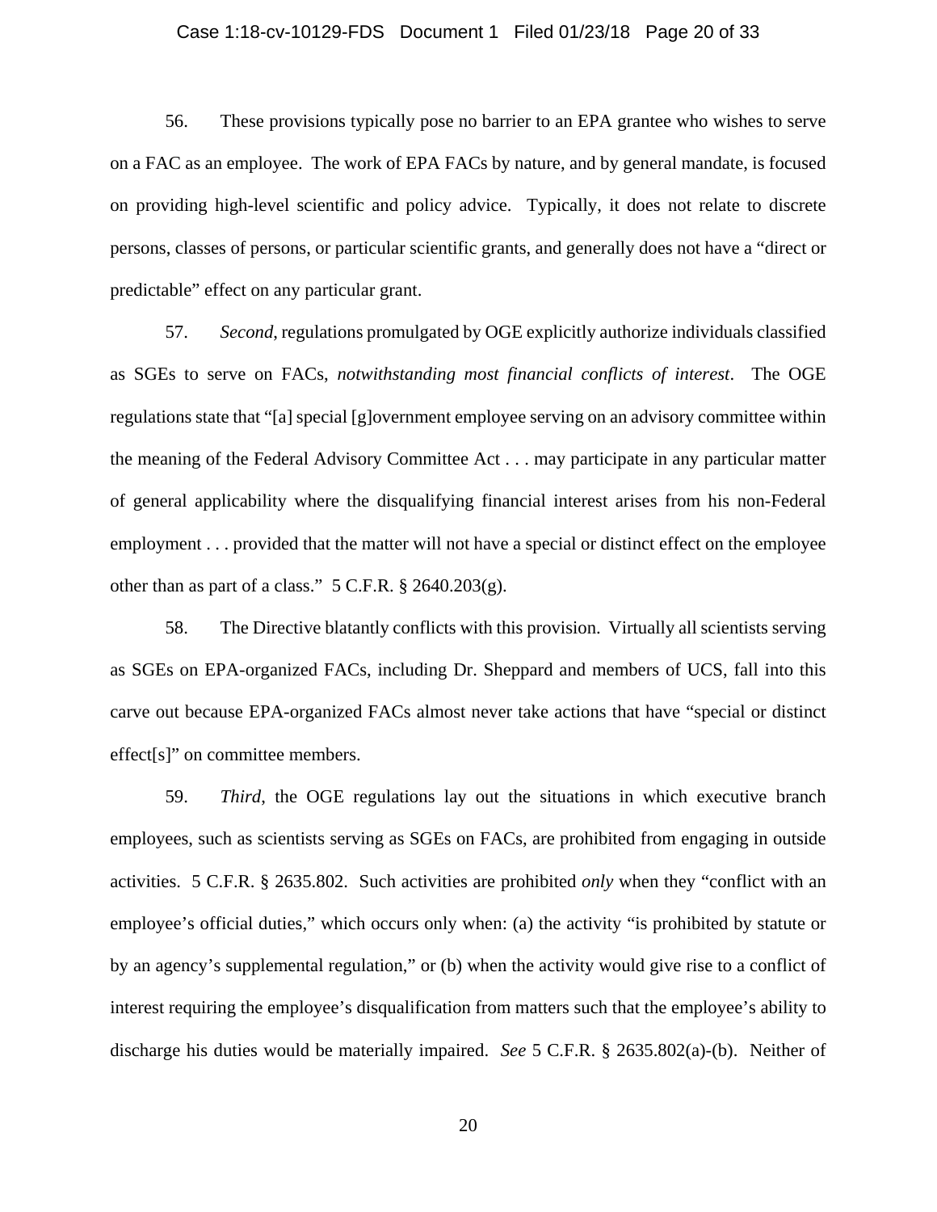56. These provisions typically pose no barrier to an EPA grantee who wishes to serve on a FAC as an employee. The work of EPA FACs by nature, and by general mandate, is focused on providing high-level scientific and policy advice. Typically, it does not relate to discrete persons, classes of persons, or particular scientific grants, and generally does not have a "direct or predictable" effect on any particular grant.

57. *Second*, regulations promulgated by OGE explicitly authorize individuals classified as SGEs to serve on FACs, *notwithstanding most financial conflicts of interest*. The OGE regulations state that "[a] special [g]overnment employee serving on an advisory committee within the meaning of the Federal Advisory Committee Act . . . may participate in any particular matter of general applicability where the disqualifying financial interest arises from his non-Federal employment . . . provided that the matter will not have a special or distinct effect on the employee other than as part of a class." 5 C.F.R. § 2640.203(g).

58. The Directive blatantly conflicts with this provision. Virtually all scientists serving as SGEs on EPA-organized FACs, including Dr. Sheppard and members of UCS, fall into this carve out because EPA-organized FACs almost never take actions that have "special or distinct effect[s]" on committee members.

59. *Third*, the OGE regulations lay out the situations in which executive branch employees, such as scientists serving as SGEs on FACs, are prohibited from engaging in outside activities. 5 C.F.R. § 2635.802. Such activities are prohibited *only* when they "conflict with an employee's official duties," which occurs only when: (a) the activity "is prohibited by statute or by an agency's supplemental regulation," or (b) when the activity would give rise to a conflict of interest requiring the employee's disqualification from matters such that the employee's ability to discharge his duties would be materially impaired. *See* 5 C.F.R. § 2635.802(a)-(b). Neither of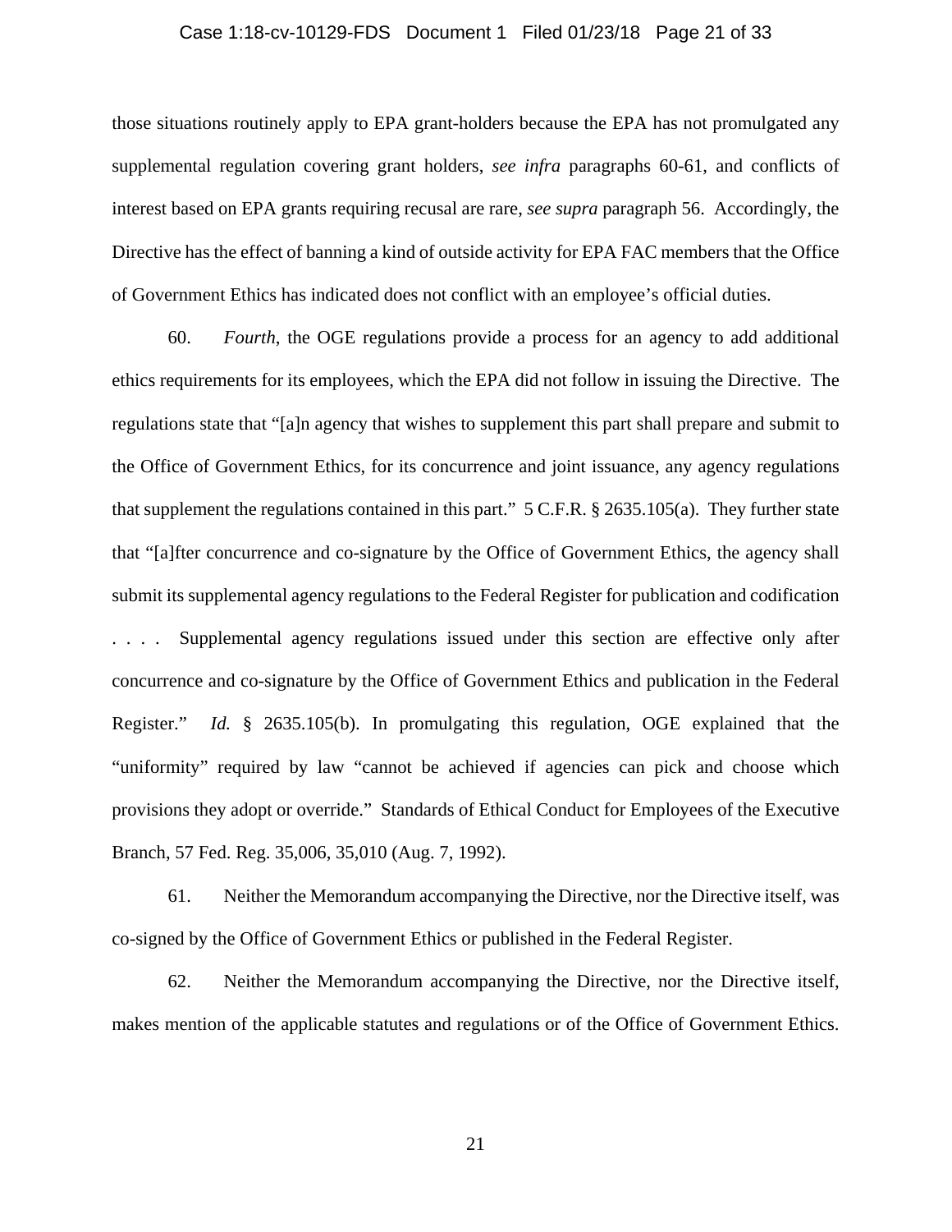those situations routinely apply to EPA grant-holders because the EPA has not promulgated any supplemental regulation covering grant holders, *see infra* paragraphs 60-61, and conflicts of interest based on EPA grants requiring recusal are rare, *see supra* paragraph 56. Accordingly, the Directive has the effect of banning a kind of outside activity for EPA FAC members that the Office of Government Ethics has indicated does not conflict with an employee's official duties.

60. *Fourth*, the OGE regulations provide a process for an agency to add additional ethics requirements for its employees, which the EPA did not follow in issuing the Directive. The regulations state that "[a]n agency that wishes to supplement this part shall prepare and submit to the Office of Government Ethics, for its concurrence and joint issuance, any agency regulations that supplement the regulations contained in this part." 5 C.F.R. § 2635.105(a). They further state that "[a]fter concurrence and co-signature by the Office of Government Ethics, the agency shall submit its supplemental agency regulations to the Federal Register for publication and codification . . . . Supplemental agency regulations issued under this section are effective only after concurrence and co-signature by the Office of Government Ethics and publication in the Federal Register." *Id.* § 2635.105(b). In promulgating this regulation, OGE explained that the "uniformity" required by law "cannot be achieved if agencies can pick and choose which provisions they adopt or override." Standards of Ethical Conduct for Employees of the Executive Branch, 57 Fed. Reg. 35,006, 35,010 (Aug. 7, 1992).

61. Neither the Memorandum accompanying the Directive, nor the Directive itself, was co-signed by the Office of Government Ethics or published in the Federal Register.

62. Neither the Memorandum accompanying the Directive, nor the Directive itself, makes mention of the applicable statutes and regulations or of the Office of Government Ethics.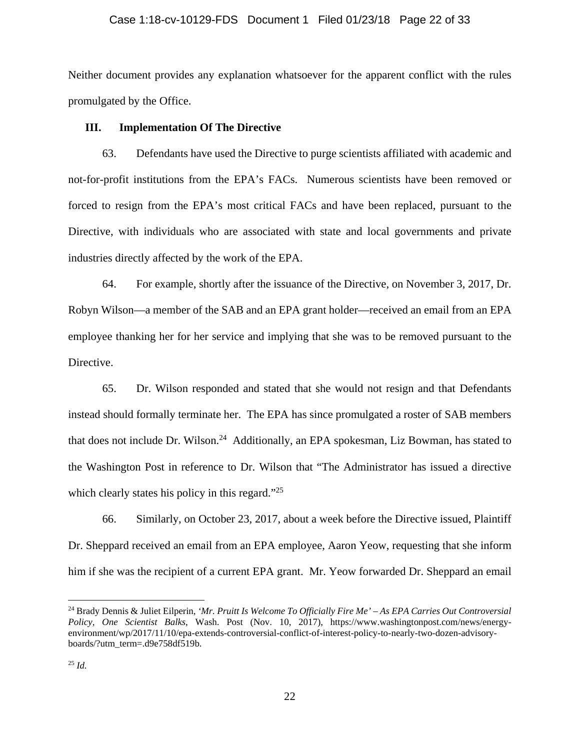Neither document provides any explanation whatsoever for the apparent conflict with the rules promulgated by the Office.

### III. Implementation Of The Directive

63. Defendants have used the Directive to purge scientists affiliated with academic and not-for-profit institutions from the EPA's FACs. Numerous scientists have been removed or forced to resign from the EPA's most critical FACs and have been replaced, pursuant to the Directive, with individuals who are associated with state and local governments and private industries directly affected by the work of the EPA.

64. For example, shortly after the issuance of the Directive, on November 3, 2017, Dr. Robyn Wilson—a member of the SAB and an EPA grant holder—received an email from an EPA employee thanking her for her service and implying that she was to be removed pursuant to the Directive.

65. Dr. Wilson responded and stated that she would not resign and that Defendants instead should formally terminate her. The EPA has since promulgated a roster of SAB members that does not include Dr. Wilson.[24] Additionally, an EPA spokesman, Liz Bowman, has stated to the Washington Post in reference to Dr. Wilson that "The Administrator has issued a directive which clearly states his policy in this regard."[25]

66. Similarly, on October 23, 2017, about a week before the Directive issued, Plaintiff Dr. Sheppard received an email from an EPA employee, Aaron Yeow, requesting that she inform him if she was the recipient of a current EPA grant. Mr. Yeow forwarded Dr. Sheppard an email

---

[24] Brady Dennis & Juliet Eilperin, *'Mr. Pruitt Is Welcome To Officially Fire Me' – As EPA Carries Out Controversial Policy, One Scientist Balks*, Wash. Post (Nov. 10, 2017), https://www.washingtonpost.com/news/energy-environment/wp/2017/11/10/epa-extends-controversial-conflict-of-interest-policy-to-nearly-two-dozen-advisory-boards/?utm_term=.d9e758df519b.

[25] *Id.*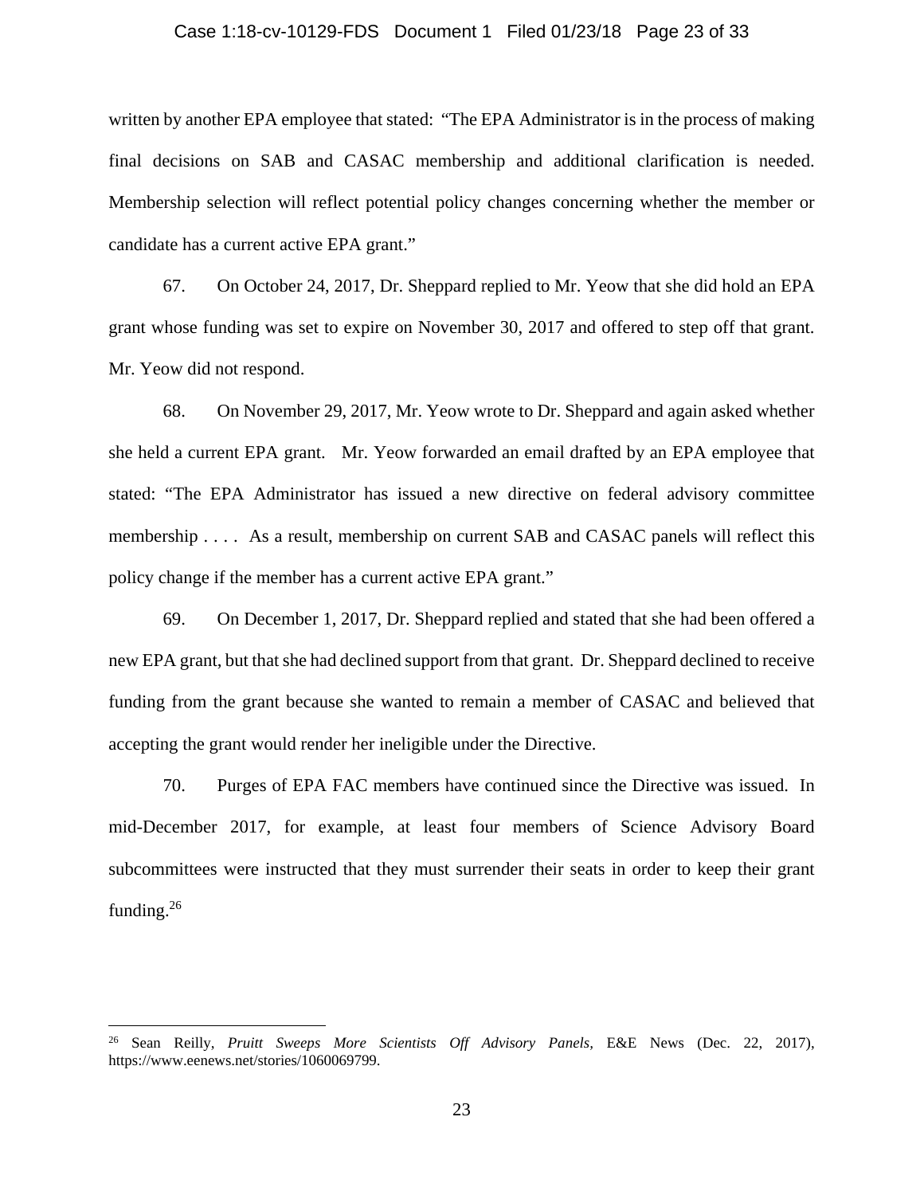written by another EPA employee that stated: "The EPA Administrator is in the process of making final decisions on SAB and CASAC membership and additional clarification is needed. Membership selection will reflect potential policy changes concerning whether the member or candidate has a current active EPA grant."

67. On October 24, 2017, Dr. Sheppard replied to Mr. Yeow that she did hold an EPA grant whose funding was set to expire on November 30, 2017 and offered to step off that grant. Mr. Yeow did not respond.

68. On November 29, 2017, Mr. Yeow wrote to Dr. Sheppard and again asked whether she held a current EPA grant. Mr. Yeow forwarded an email drafted by an EPA employee that stated: "The EPA Administrator has issued a new directive on federal advisory committee membership . . . . As a result, membership on current SAB and CASAC panels will reflect this policy change if the member has a current active EPA grant."

69. On December 1, 2017, Dr. Sheppard replied and stated that she had been offered a new EPA grant, but that she had declined support from that grant. Dr. Sheppard declined to receive funding from the grant because she wanted to remain a member of CASAC and believed that accepting the grant would render her ineligible under the Directive.

70. Purges of EPA FAC members have continued since the Directive was issued. In mid-December 2017, for example, at least four members of Science Advisory Board subcommittees were instructed that they must surrender their seats in order to keep their grant funding.[26]

---

[26] Sean Reilly, *Pruitt Sweeps More Scientists Off Advisory Panels*, E&E News (Dec. 22, 2017), https://www.eenews.net/stories/1060069799.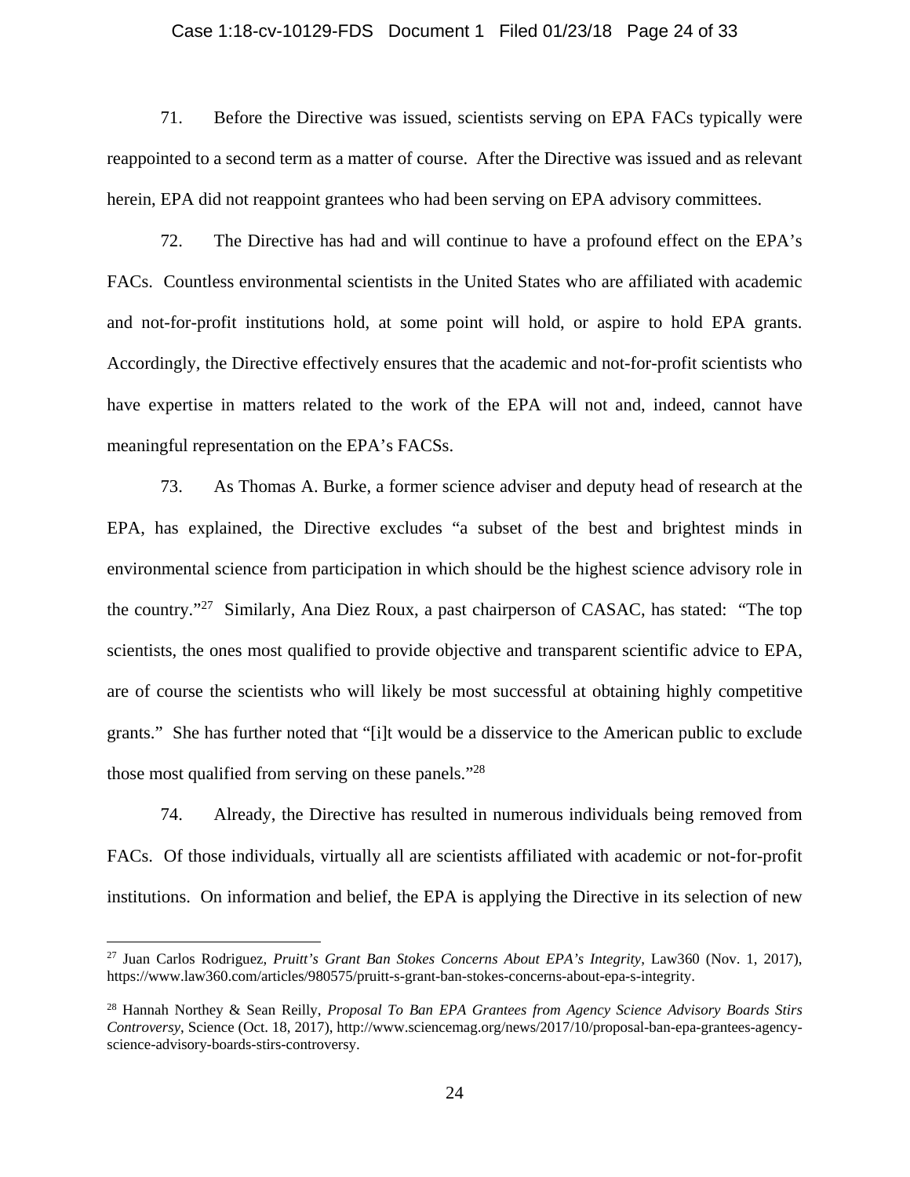71. Before the Directive was issued, scientists serving on EPA FACs typically were reappointed to a second term as a matter of course. After the Directive was issued and as relevant herein, EPA did not reappoint grantees who had been serving on EPA advisory committees.

72. The Directive has had and will continue to have a profound effect on the EPA's FACs. Countless environmental scientists in the United States who are affiliated with academic and not-for-profit institutions hold, at some point will hold, or aspire to hold EPA grants. Accordingly, the Directive effectively ensures that the academic and not-for-profit scientists who have expertise in matters related to the work of the EPA will not and, indeed, cannot have meaningful representation on the EPA's FACSs.

73. As Thomas A. Burke, a former science adviser and deputy head of research at the EPA, has explained, the Directive excludes "a subset of the best and brightest minds in environmental science from participation in which should be the highest science advisory role in the country."[27] Similarly, Ana Diez Roux, a past chairperson of CASAC, has stated: "The top scientists, the ones most qualified to provide objective and transparent scientific advice to EPA, are of course the scientists who will likely be most successful at obtaining highly competitive grants." She has further noted that "[i]t would be a disservice to the American public to exclude those most qualified from serving on these panels."[28]

74. Already, the Directive has resulted in numerous individuals being removed from FACs. Of those individuals, virtually all are scientists affiliated with academic or not-for-profit institutions. On information and belief, the EPA is applying the Directive in its selection of new

---

[27] Juan Carlos Rodriguez, *Pruitt's Grant Ban Stokes Concerns About EPA's Integrity*, Law360 (Nov. 1, 2017), https://www.law360.com/articles/980575/pruitt-s-grant-ban-stokes-concerns-about-epa-s-integrity.

[28] Hannah Northey & Sean Reilly, *Proposal To Ban EPA Grantees from Agency Science Advisory Boards Stirs Controversy*, Science (Oct. 18, 2017), http://www.sciencemag.org/news/2017/10/proposal-ban-epa-grantees-agency-science-advisory-boards-stirs-controversy.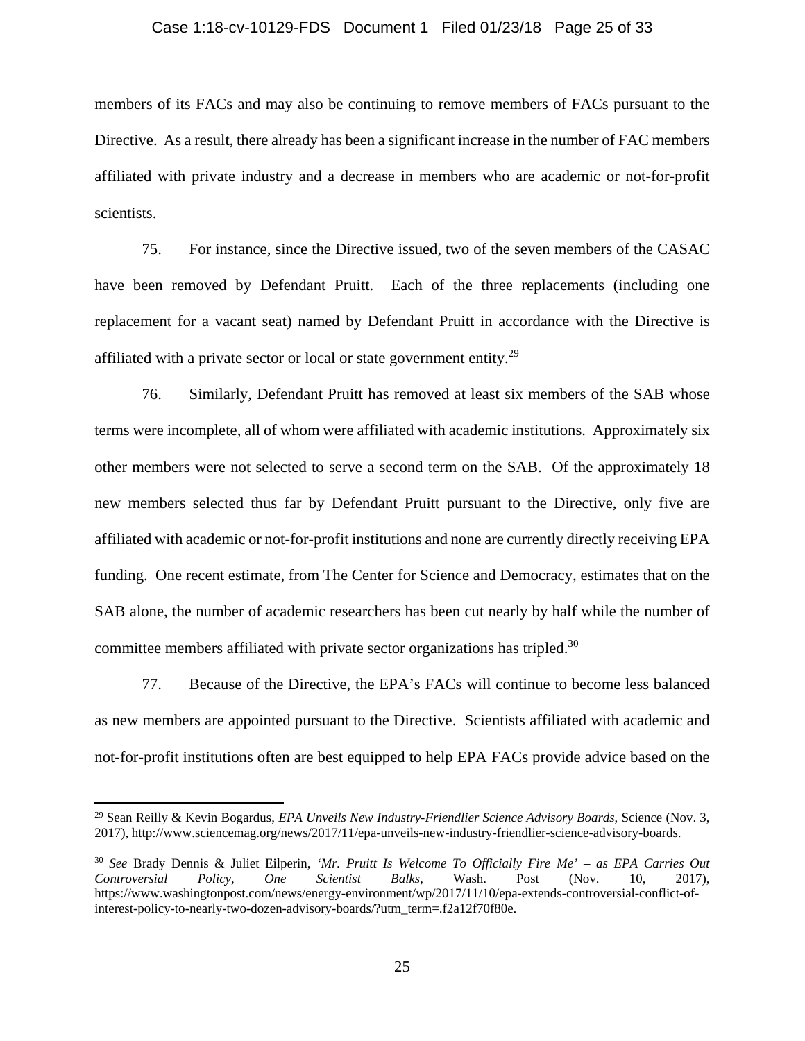members of its FACs and may also be continuing to remove members of FACs pursuant to the Directive. As a result, there already has been a significant increase in the number of FAC members affiliated with private industry and a decrease in members who are academic or not-for-profit scientists.

75. For instance, since the Directive issued, two of the seven members of the CASAC have been removed by Defendant Pruitt. Each of the three replacements (including one replacement for a vacant seat) named by Defendant Pruitt in accordance with the Directive is affiliated with a private sector or local or state government entity.[29]

76. Similarly, Defendant Pruitt has removed at least six members of the SAB whose terms were incomplete, all of whom were affiliated with academic institutions. Approximately six other members were not selected to serve a second term on the SAB. Of the approximately 18 new members selected thus far by Defendant Pruitt pursuant to the Directive, only five are affiliated with academic or not-for-profit institutions and none are currently directly receiving EPA funding. One recent estimate, from The Center for Science and Democracy, estimates that on the SAB alone, the number of academic researchers has been cut nearly by half while the number of committee members affiliated with private sector organizations has tripled.[30]

77. Because of the Directive, the EPA's FACs will continue to become less balanced as new members are appointed pursuant to the Directive. Scientists affiliated with academic and not-for-profit institutions often are best equipped to help EPA FACs provide advice based on the

---

[29] Sean Reilly & Kevin Bogardus, *EPA Unveils New Industry-Friendlier Science Advisory Boards*, Science (Nov. 3, 2017), http://www.sciencemag.org/news/2017/11/epa-unveils-new-industry-friendlier-science-advisory-boards.

[30] *See* Brady Dennis & Juliet Eilperin, *'Mr. Pruitt Is Welcome To Officially Fire Me' – as EPA Carries Out Controversial Policy, One Scientist Balks*, Wash. Post (Nov. 10, 2017), https://www.washingtonpost.com/news/energy-environment/wp/2017/11/10/epa-extends-controversial-conflict-of-interest-policy-to-nearly-two-dozen-advisory-boards/?utm_term=.f2a12f70f80e.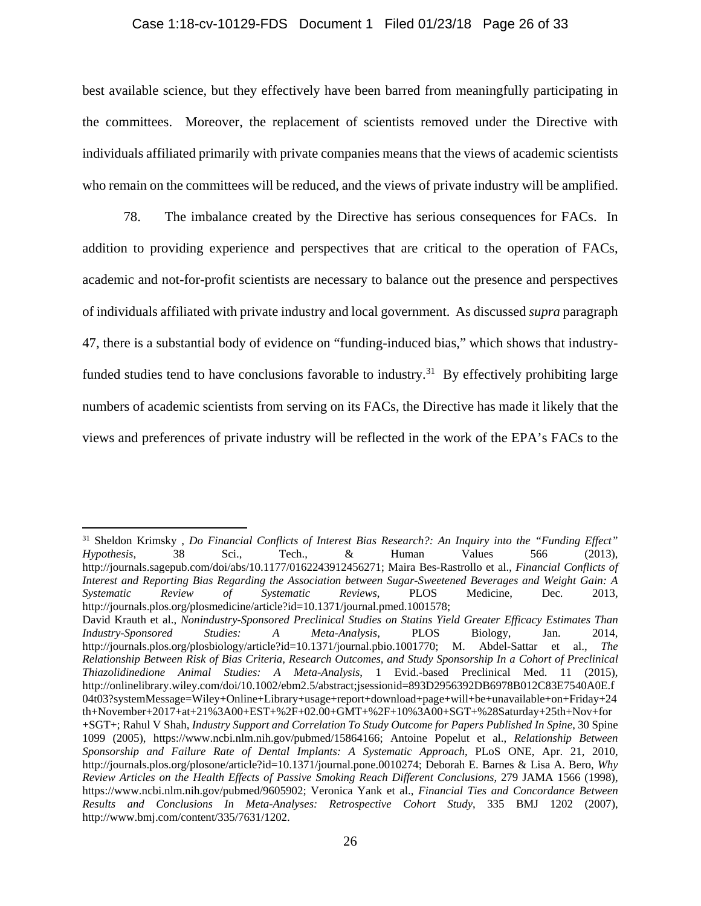best available science, but they effectively have been barred from meaningfully participating in the committees. Moreover, the replacement of scientists removed under the Directive with individuals affiliated primarily with private companies means that the views of academic scientists who remain on the committees will be reduced, and the views of private industry will be amplified.

78. The imbalance created by the Directive has serious consequences for FACs. In addition to providing experience and perspectives that are critical to the operation of FACs, academic and not-for-profit scientists are necessary to balance out the presence and perspectives of individuals affiliated with private industry and local government. As discussed *supra* paragraph 47, there is a substantial body of evidence on "funding-induced bias," which shows that industry-funded studies tend to have conclusions favorable to industry.[31] By effectively prohibiting large numbers of academic scientists from serving on its FACs, the Directive has made it likely that the views and preferences of private industry will be reflected in the work of the EPA's FACs to the

---

[31] Sheldon Krimsky , *Do Financial Conflicts of Interest Bias Research?: An Inquiry into the "Funding Effect" Hypothesis*, 38 Sci., Tech., & Human Values 566 (2013), http://journals.sagepub.com/doi/abs/10.1177/0162243912456271; Maira Bes-Rastrollo et al., *Financial Conflicts of Interest and Reporting Bias Regarding the Association between Sugar-Sweetened Beverages and Weight Gain: A Systematic Review of Systematic Reviews*, PLOS Medicine, Dec. 2013, http://journals.plos.org/plosmedicine/article?id=10.1371/journal.pmed.1001578;
David Krauth et al., *Nonindustry-Sponsored Preclinical Studies on Statins Yield Greater Efficacy Estimates Than Industry-Sponsored Studies: A Meta-Analysis*, PLOS Biology, Jan. 2014, http://journals.plos.org/plosbiology/article?id=10.1371/journal.pbio.1001770; M. Abdel-Sattar et al., *The Relationship Between Risk of Bias Criteria, Research Outcomes, and Study Sponsorship In a Cohort of Preclinical Thiazolidinedione Animal Studies: A Meta-Analysis*, 1 Evid.-based Preclinical Med. 11 (2015), http://onlinelibrary.wiley.com/doi/10.1002/ebm2.5/abstract;jsessionid=893D2956392DB6978B012C83E7540A0E.f04t03?systemMessage=Wiley+Online+Library+report+download+page+will+be+unavailable+on+Friday+24th+November+2017+at+21%3A00+EST+%2F+02.00+GMT+%2F+10%3A00+SGT+%28Saturday+25th+Nov+for+SGT+; Rahul V Shah, *Industry Support and Correlation To Study Outcome for Papers Published In Spine*, 30 Spine 1099 (2005), https://www.ncbi.nlm.nih.gov/pubmed/15864166; Antoine Popelut et al., *Relationship Between Sponsorship and Failure Rate of Dental Implants: A Systematic Approach*, PLoS ONE, Apr. 21, 2010, http://journals.plos.org/plosone/article?id=10.1371/journal.pone.0010274; Deborah E. Barnes & Lisa A. Bero, *Why Review Articles on the Health Effects of Passive Smoking Reach Different Conclusions*, 279 JAMA 1566 (1998), https://www.ncbi.nlm.nih.gov/pubmed/9605902; Veronica Yank et al., *Financial Ties and Concordance Between Results and Conclusions In Meta-Analyses: Retrospective Cohort Study*, 335 BMJ 1202 (2007), http://www.bmj.com/content/335/7631/1202.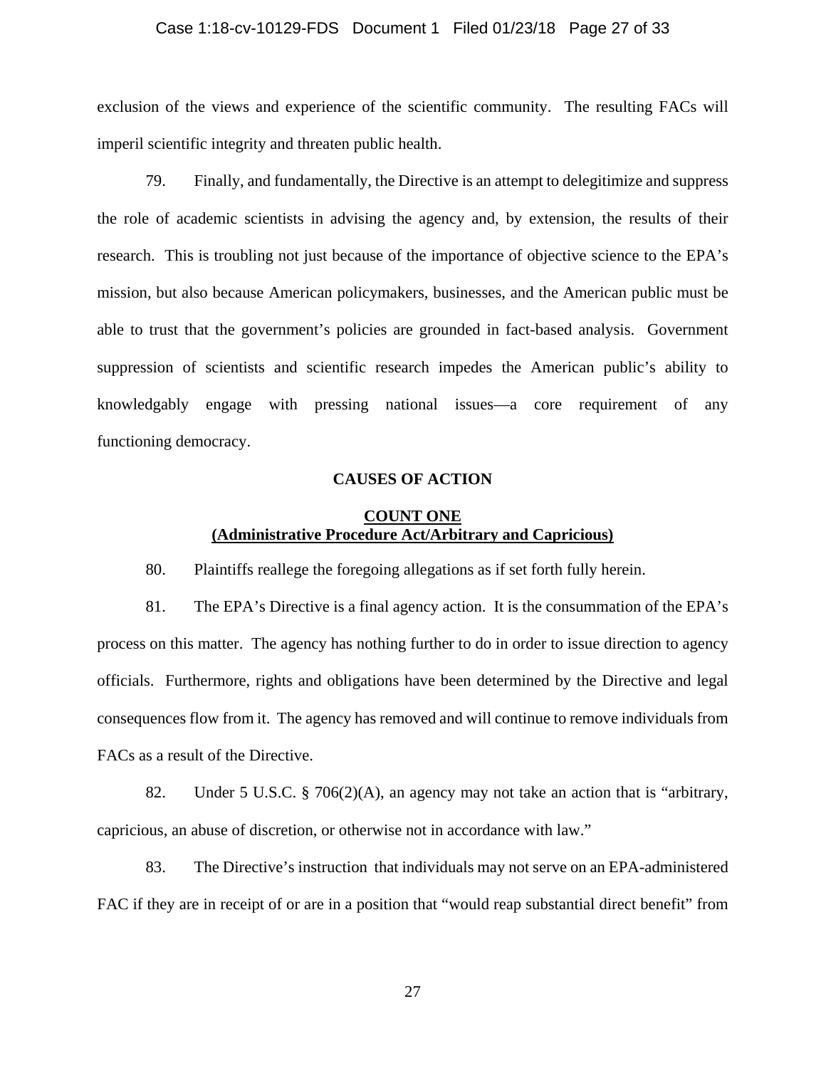exclusion of the views and experience of the scientific community. The resulting FACs will imperil scientific integrity and threaten public health.

79. Finally, and fundamentally, the Directive is an attempt to delegitimize and suppress the role of academic scientists in advising the agency and, by extension, the results of their research. This is troubling not just because of the importance of objective science to the EPA's mission, but also because American policymakers, businesses, and the American public must be able to trust that the government's policies are grounded in fact-based analysis. Government suppression of scientists and scientific research impedes the American public's ability to knowledgabably engage with pressing national issues—a core requirement of any functioning democracy.

## CAUSES OF ACTION

### COUNT ONE
### (Administrative Procedure Act/Arbitrary and Capricious)

80. Plaintiffs reallege the foregoing allegations as if set forth fully herein.

81. The EPA's Directive is a final agency action. It is the consummation of the EPA's process on this matter. The agency has nothing further to do in order to issue direction to agency officials. Furthermore, rights and obligations have been determined by the Directive and legal consequences flow from it. The agency has removed and will continue to remove individuals from FACs as a result of the Directive.

82. Under 5 U.S.C. § 706(2)(A), an agency may not take an action that is "arbitrary, capricious, an abuse of discretion, or otherwise not in accordance with law."

83. The Directive's instruction that individuals may not serve on an EPA-administered FAC if they are in receipt of or are in a position that "would reap substantial direct benefit" from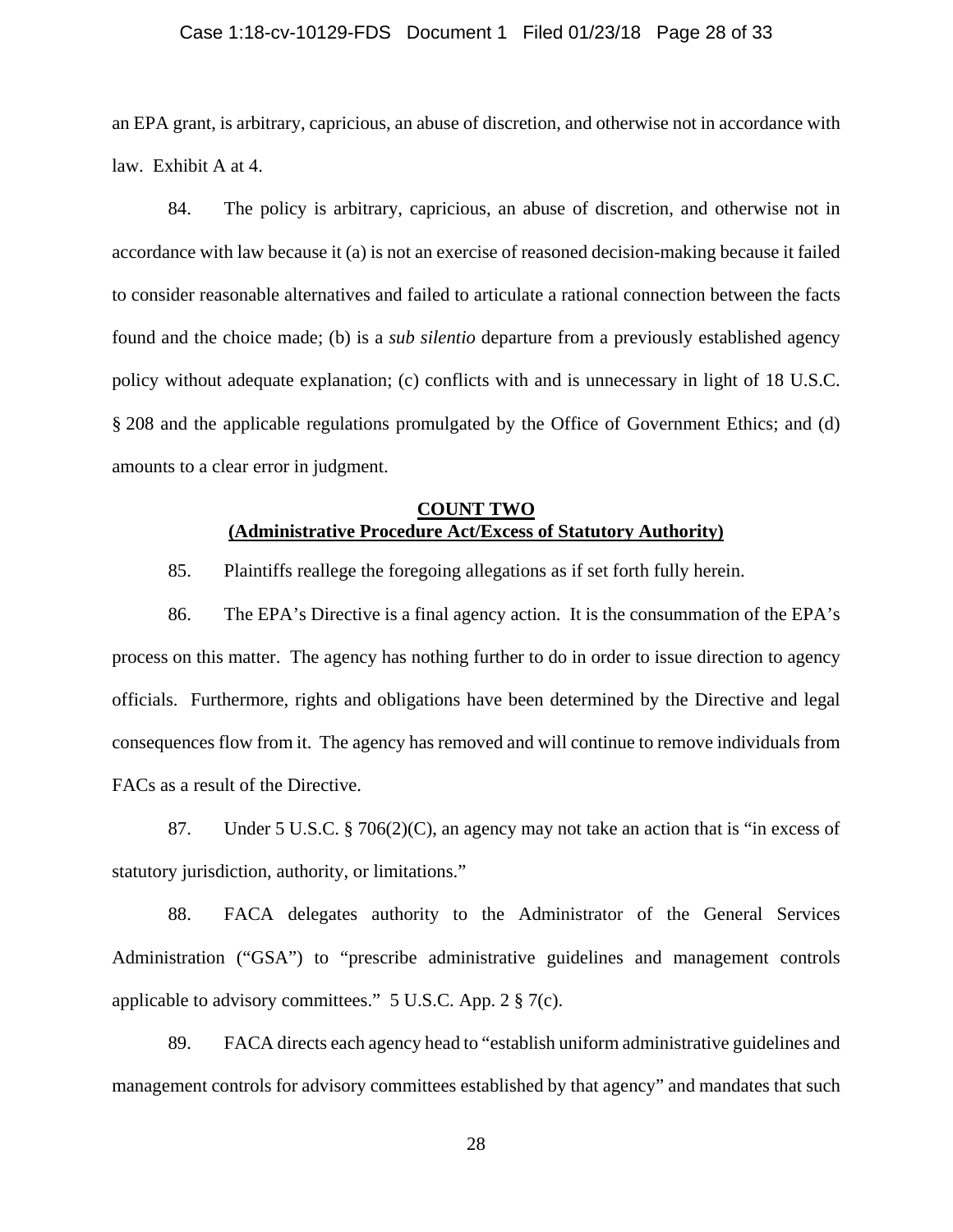an EPA grant, is arbitrary, capricious, an abuse of discretion, and otherwise not in accordance with law. Exhibit A at 4.

84. The policy is arbitrary, capricious, an abuse of discretion, and otherwise not in accordance with law because it (a) is not an exercise of reasoned decision-making because it failed to consider reasonable alternatives and failed to articulate a rational connection between the facts found and the choice made; (b) is a *sub silentio* departure from a previously established agency policy without adequate explanation; (c) conflicts with and is unnecessary in light of 18 U.S.C. § 208 and the applicable regulations promulgated by the Office of Government Ethics; and (d) amounts to a clear error in judgment.

## COUNT TWO
## (Administrative Procedure Act/Excess of Statutory Authority)

85. Plaintiffs reallege the foregoing allegations as if set forth fully herein.

86. The EPA's Directive is a final agency action. It is the consummation of the EPA's process on this matter. The agency has nothing further to do in order to issue direction to agency officials. Furthermore, rights and obligations have been determined by the Directive and legal consequences flow from it. The agency has removed and will continue to remove individuals from FACs as a result of the Directive.

87. Under 5 U.S.C. § 706(2)(C), an agency may not take an action that is "in excess of statutory jurisdiction, authority, or limitations."

88. FACA delegates authority to the Administrator of the General Services Administration ("GSA") to "prescribe administrative guidelines and management controls applicable to advisory committees." 5 U.S.C. App. 2 § 7(c).

89. FACA directs each agency head to "establish uniform administrative guidelines and management controls for advisory committees established by that agency" and mandates that such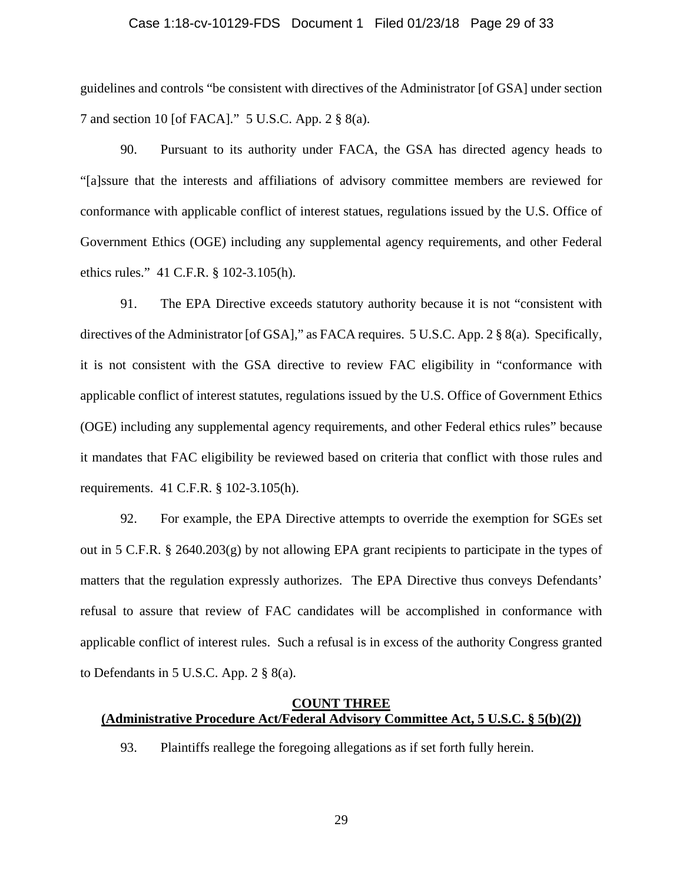guidelines and controls "be consistent with directives of the Administrator [of GSA] under section 7 and section 10 [of FACA]." 5 U.S.C. App. 2 § 8(a).

90. Pursuant to its authority under FACA, the GSA has directed agency heads to "[a]ssure that the interests and affiliations of advisory committee members are reviewed for conformance with applicable conflict of interest statues, regulations issued by the U.S. Office of Government Ethics (OGE) including any supplemental agency requirements, and other Federal ethics rules." 41 C.F.R. § 102-3.105(h).

91. The EPA Directive exceeds statutory authority because it is not "consistent with directives of the Administrator [of GSA]," as FACA requires. 5 U.S.C. App. 2 § 8(a). Specifically, it is not consistent with the GSA directive to review FAC eligibility in "conformance with applicable conflict of interest statutes, regulations issued by the U.S. Office of Government Ethics (OGE) including any supplemental agency requirements, and other Federal ethics rules" because it mandates that FAC eligibility be reviewed based on criteria that conflict with those rules and requirements. 41 C.F.R. § 102-3.105(h).

92. For example, the EPA Directive attempts to override the exemption for SGEs set out in 5 C.F.R. § 2640.203(g) by not allowing EPA grant recipients to participate in the types of matters that the regulation expressly authorizes. The EPA Directive thus conveys Defendants' refusal to assure that review of FAC candidates will be accomplished in conformance with applicable conflict of interest rules. Such a refusal is in excess of the authority Congress granted to Defendants in 5 U.S.C. App. 2 § 8(a).

## COUNT THREE
## (Administrative Procedure Act/Federal Advisory Committee Act, 5 U.S.C. § 5(b)(2))

93. Plaintiffs reallege the foregoing allegations as if set forth fully herein.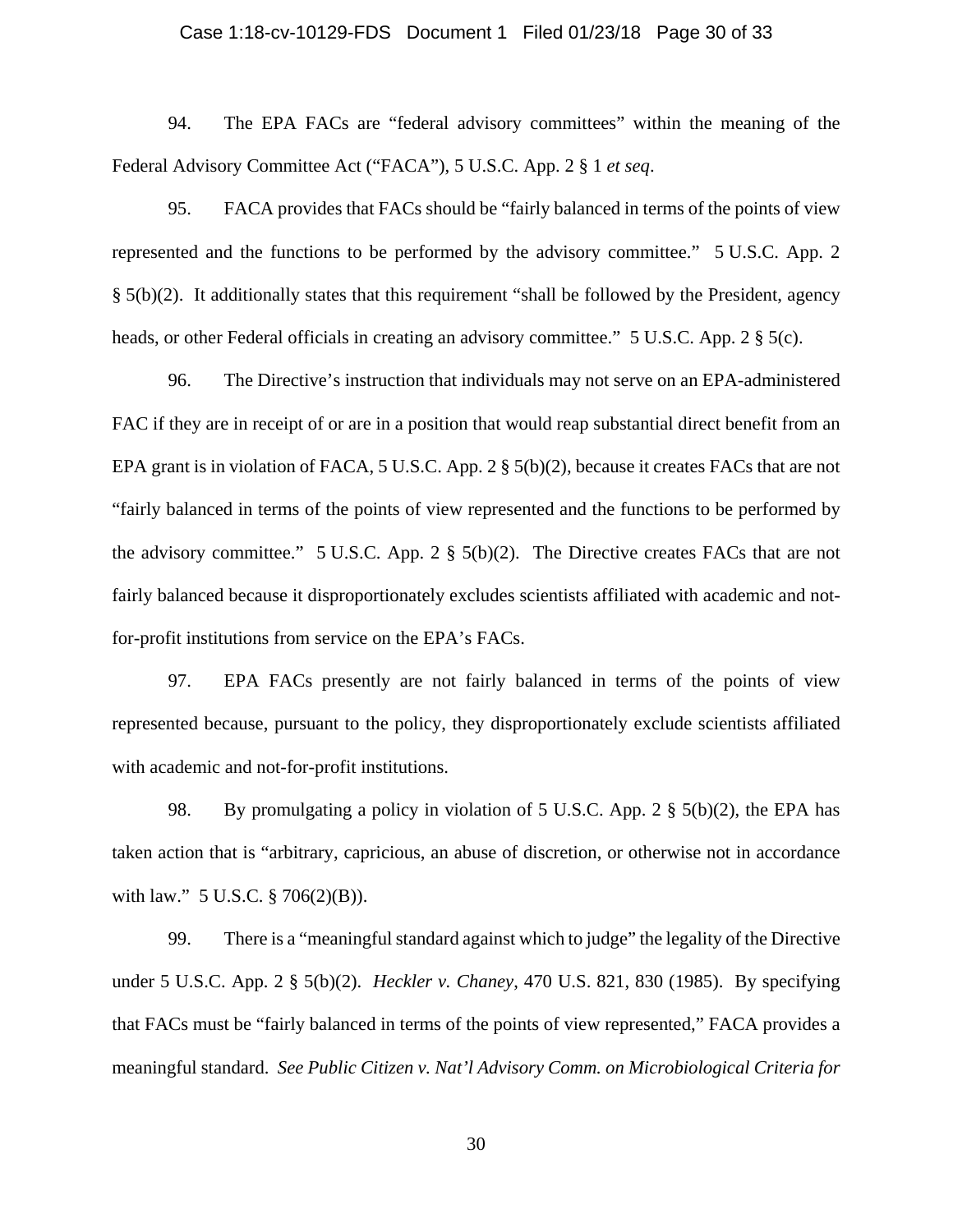94. The EPA FACs are "federal advisory committees" within the meaning of the Federal Advisory Committee Act ("FACA"), 5 U.S.C. App. 2 § 1 *et seq*.

95. FACA provides that FACs should be "fairly balanced in terms of the points of view represented and the functions to be performed by the advisory committee." 5 U.S.C. App. 2 § 5(b)(2). It additionally states that this requirement "shall be followed by the President, agency heads, or other Federal officials in creating an advisory committee." 5 U.S.C. App. 2 § 5(c).

96. The Directive's instruction that individuals may not serve on an EPA-administered FAC if they are in receipt of or are in a position that would reap substantial direct benefit from an EPA grant is in violation of FACA, 5 U.S.C. App. 2 § 5(b)(2), because it creates FACs that are not "fairly balanced in terms of the points of view represented and the functions to be performed by the advisory committee." 5 U.S.C. App. 2 § 5(b)(2). The Directive creates FACs that are not fairly balanced because it disproportionately excludes scientists affiliated with academic and not-for-profit institutions from service on the EPA's FACs.

97. EPA FACs presently are not fairly balanced in terms of the points of view represented because, pursuant to the policy, they disproportionately exclude scientists affiliated with academic and not-for-profit institutions.

98. By promulgating a policy in violation of 5 U.S.C. App. 2 § 5(b)(2), the EPA has taken action that is "arbitrary, capricious, an abuse of discretion, or otherwise not in accordance with law." 5 U.S.C. § 706(2)(B)).

99. There is a "meaningful standard against which to judge" the legality of the Directive under 5 U.S.C. App. 2 § 5(b)(2). *Heckler v. Chaney*, 470 U.S. 821, 830 (1985). By specifying that FACs must be "fairly balanced in terms of the points of view represented," FACA provides a meaningful standard. *See Public Citizen v. Nat'l Advisory Comm. on Microbiological Criteria for*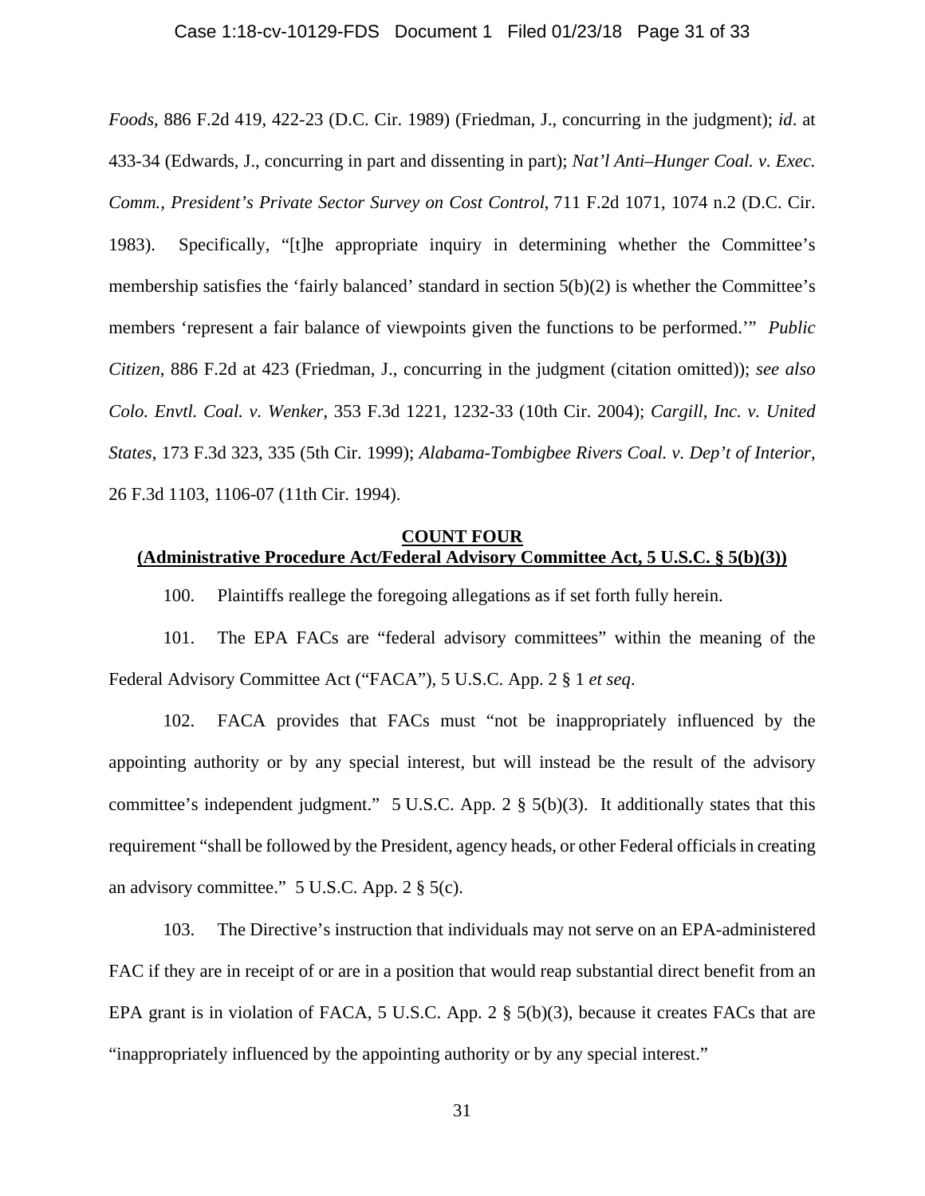*Foods*, 886 F.2d 419, 422-23 (D.C. Cir. 1989) (Friedman, J., concurring in the judgment); *id*. at 433-34 (Edwards, J., concurring in part and dissenting in part); *Nat'l Anti–Hunger Coal. v. Exec. Comm., President's Private Sector Survey on Cost Control*, 711 F.2d 1071, 1074 n.2 (D.C. Cir. 1983). Specifically, "[t]he appropriate inquiry in determining whether the Committee's membership satisfies the 'fairly balanced' standard in section 5(b)(2) is whether the Committee's members 'represent a fair balance of viewpoints given the functions to be performed.'" *Public Citizen*, 886 F.2d at 423 (Friedman, J., concurring in the judgment (citation omitted)); *see also Colo. Envtl. Coal. v. Wenker*, 353 F.3d 1221, 1232-33 (10th Cir. 2004); *Cargill, Inc. v. United States*, 173 F.3d 323, 335 (5th Cir. 1999); *Alabama-Tombigbee Rivers Coal. v. Dep't of Interior*, 26 F.3d 1103, 1106-07 (11th Cir. 1994).

## COUNT FOUR
## (Administrative Procedure Act/Federal Advisory Committee Act, 5 U.S.C. § 5(b)(3))

100. Plaintiffs reallege the foregoing allegations as if set forth fully herein.

101. The EPA FACs are "federal advisory committees" within the meaning of the Federal Advisory Committee Act ("FACA"), 5 U.S.C. App. 2 § 1 *et seq*.

102. FACA provides that FACs must "not be inappropriately influenced by the appointing authority or by any special interest, but will instead be the result of the advisory committee's independent judgment." 5 U.S.C. App. 2 § 5(b)(3). It additionally states that this requirement "shall be followed by the President, agency heads, or other Federal officials in creating an advisory committee." 5 U.S.C. App. 2 § 5(c).

103. The Directive's instruction that individuals may not serve on an EPA-administered FAC if they are in receipt of or are in a position that would reap substantial direct benefit from an EPA grant is in violation of FACA, 5 U.S.C. App. 2 § 5(b)(3), because it creates FACs that are "inappropriately influenced by the appointing authority or by any special interest."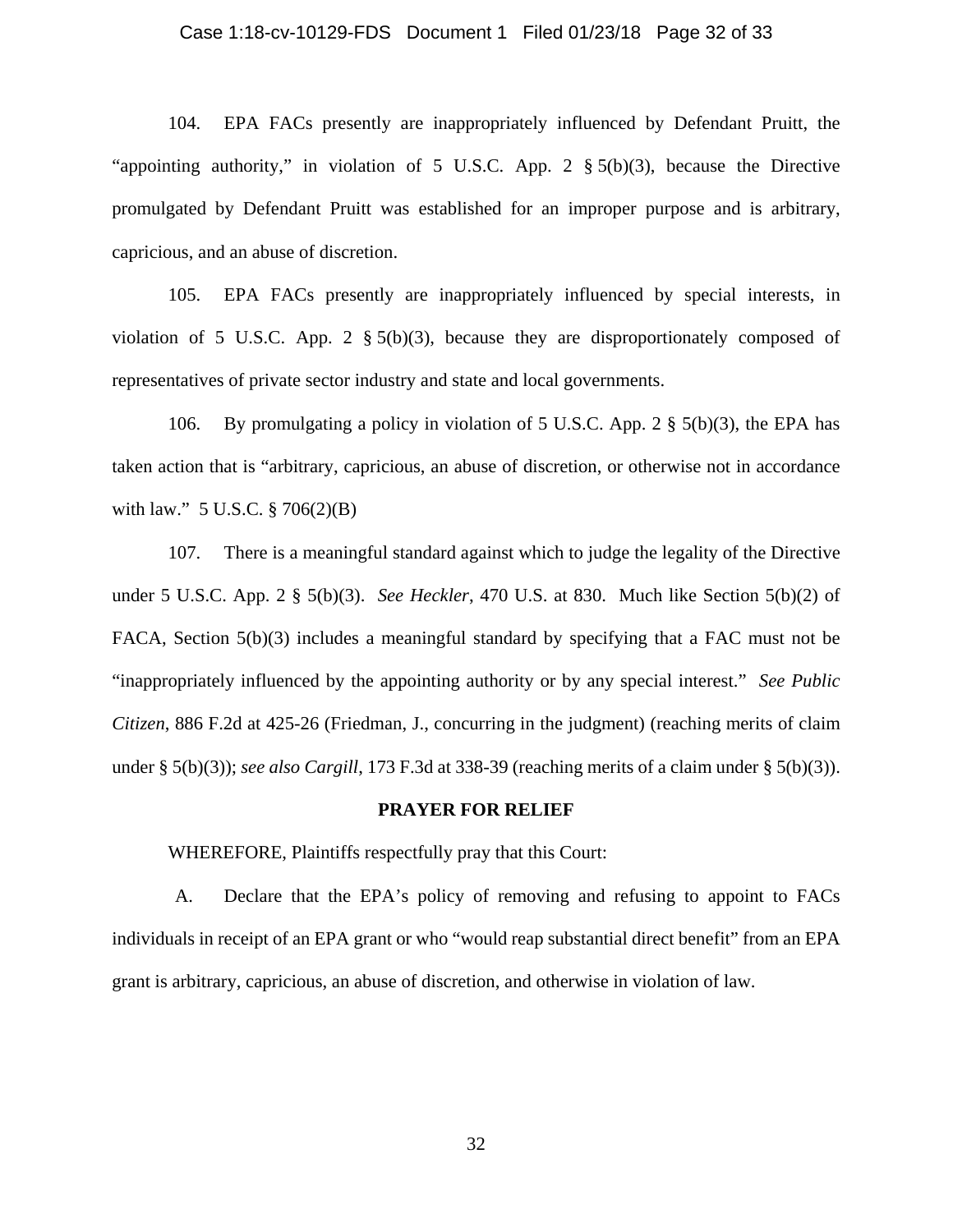104. EPA FACs presently are inappropriately influenced by Defendant Pruitt, the "appointing authority," in violation of 5 U.S.C. App. 2 § 5(b)(3), because the Directive promulgated by Defendant Pruitt was established for an improper purpose and is arbitrary, capricious, and an abuse of discretion.

105. EPA FACs presently are inappropriately influenced by special interests, in violation of 5 U.S.C. App. 2 § 5(b)(3), because they are disproportionately composed of representatives of private sector industry and state and local governments.

106. By promulgating a policy in violation of 5 U.S.C. App. 2 § 5(b)(3), the EPA has taken action that is "arbitrary, capricious, an abuse of discretion, or otherwise not in accordance with law." 5 U.S.C. § 706(2)(B)

107. There is a meaningful standard against which to judge the legality of the Directive under 5 U.S.C. App. 2 § 5(b)(3). *See Heckler*, 470 U.S. at 830. Much like Section 5(b)(2) of FACA, Section 5(b)(3) includes a meaningful standard by specifying that a FAC must not be "inappropriately influenced by the appointing authority or by any special interest." *See Public Citizen*, 886 F.2d at 425-26 (Friedman, J., concurring in the judgment) (reaching merits of claim under § 5(b)(3)); *see also Cargill*, 173 F.3d at 338-39 (reaching merits of a claim under § 5(b)(3)).

**PRAYER FOR RELIEF**

WHEREFORE, Plaintiffs respectfully pray that this Court:

A. Declare that the EPA's policy of removing and refusing to appoint to FACs individuals in receipt of an EPA grant or who "would reap substantial direct benefit" from an EPA grant is arbitrary, capricious, an abuse of discretion, and otherwise in violation of law.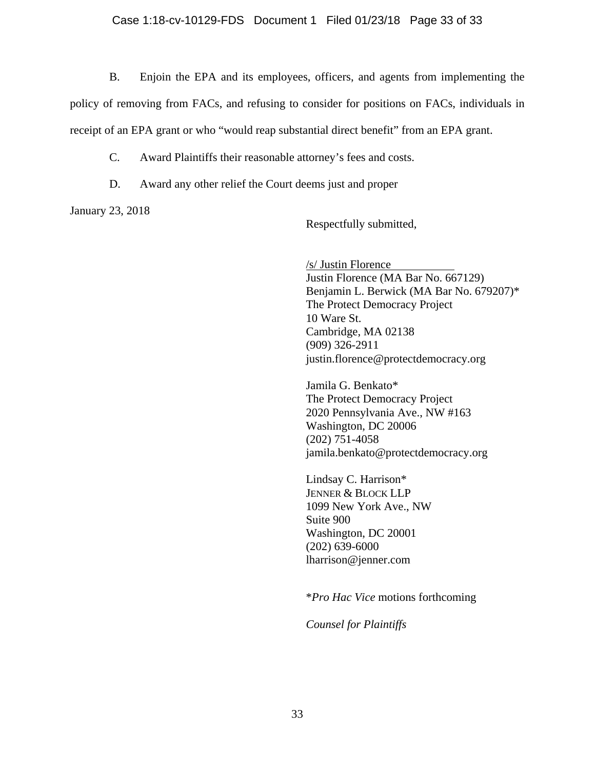B. Enjoin the EPA and its employees, officers, and agents from implementing the policy of removing from FACs, and refusing to consider for positions on FACs, individuals in receipt of an EPA grant or who "would reap substantial direct benefit" from an EPA grant.

C. Award Plaintiffs their reasonable attorney's fees and costs.

D. Award any other relief the Court deems just and proper

January 23, 2018

Respectfully submitted,

/s/ Justin Florence
Justin Florence (MA Bar No. 667129)
Benjamin L. Berwick (MA Bar No. 679207)*
The Protect Democracy Project
10 Ware St.
Cambridge, MA 02138
(909) 326-2911
justin.florence@protectdemocracy.org

Jamila G. Benkato*
The Protect Democracy Project
2020 Pennsylvania Ave., NW #163
Washington, DC 20006
(202) 751-4058
jamila.benkato@protectdemocracy.org

Lindsay C. Harrison*
JENNER & BLOCK LLP
1099 New York Ave., NW
Suite 900
Washington, DC 20001
(202) 639-6000
lharrison@jenner.com

**Pro Hac Vice* motions forthcoming

*Counsel for Plaintiffs*